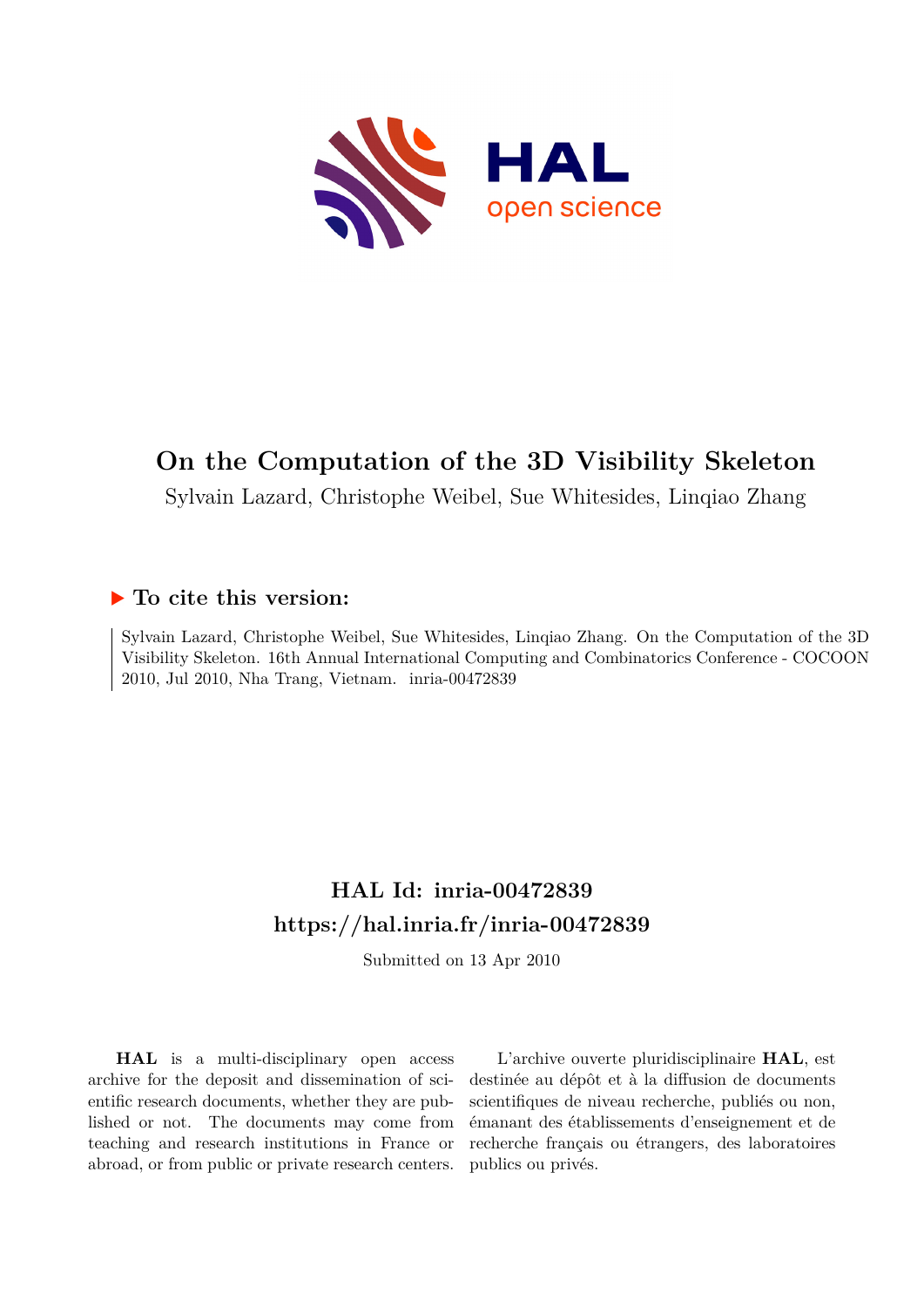# On the Computation of the 3D Visibility Skeleton

Sylvain Lazard, Christophe Weibel, Sue Whitesides, Linqiao Zhang

## ▶ To cite this version:

Sylvain Lazard, Christophe Weibel, Sue Whitesides, Linqiao Zhang. On the Computation of the 3D Visibility Skeleton. 16th Annual International Computing and Combinatorics Conference - COCOON 2010, Jul 2010, Nha Trang, Vietnam. inria-00472839

## HAL Id: inria-00472839

## https://hal.inria.fr/inria-00472839

Submitted on 13 Apr 2010

**HAL** is a multi-disciplinary open access archive for the deposit and dissemination of scientific research documents, whether they are published or not. The documents may come from teaching and research institutions in France or abroad, or from public or private research centers.

L'archive ouverte pluridisciplinaire **HAL**, est destinée au dépôt et à la diffusion de documents scientifiques de niveau recherche, publiés ou non, émanant des établissements d'enseignement et de recherche français ou étrangers, des laboratoires publics ou privés.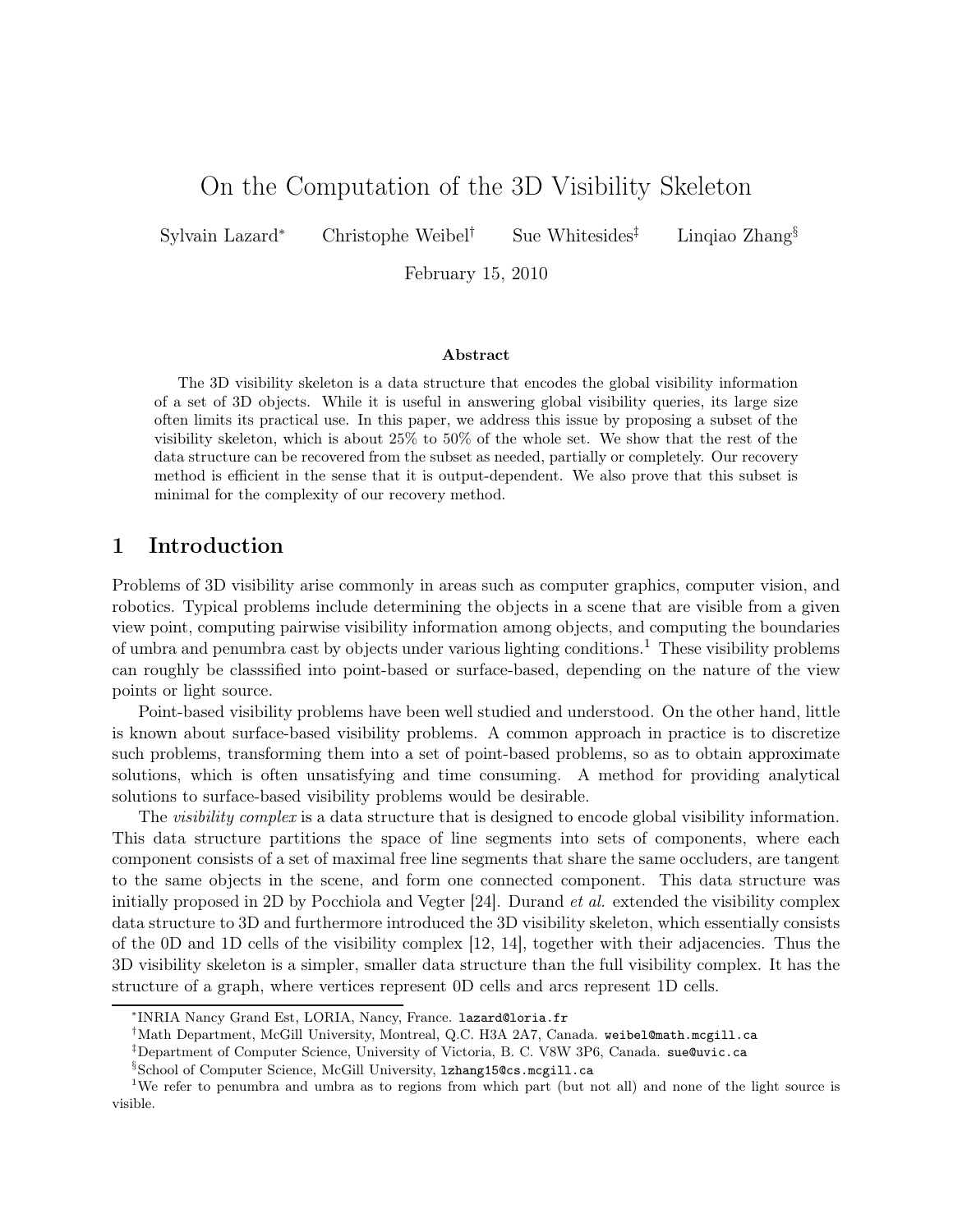# On the Computation of the 3D Visibility Skeleton

Sylvain Lazard* Christophe Weibel† Sue Whitesides‡ Linqiao Zhang§

February 15, 2010

### Abstract

The 3D visibility skeleton is a data structure that encodes the global visibility information of a set of 3D objects. While it is useful in answering global visibility queries, its large size often limits its practical use. In this paper, we address this issue by proposing a subset of the visibility skeleton, which is about 25% to 50% of the whole set. We show that the rest of the data structure can be recovered from the subset as needed, partially or completely. Our recovery method is efficient in the sense that it is output-dependent. We also prove that this subset is minimal for the complexity of our recovery method.

## 1 Introduction

Problems of 3D visibility arise commonly in areas such as computer graphics, computer vision, and robotics. Typical problems include determining the objects in a scene that are visible from a given view point, computing pairwise visibility information among objects, and computing the boundaries of umbra and penumbra cast by objects under various lighting conditions.[1] These visibility problems can roughly be classsified into point-based or surface-based, depending on the nature of the view points or light source.

Point-based visibility problems have been well studied and understood. On the other hand, little is known about surface-based visibility problems. A common approach in practice is to discretize such problems, transforming them into a set of point-based problems, so as to obtain approximate solutions, which is often unsatisfying and time consuming. A method for providing analytical solutions to surface-based visibility problems would be desirable.

The *visibility complex* is a data structure that is designed to encode global visibility information. This data structure partitions the space of line segments into sets of components, where each component consists of a set of maximal free line segments that share the same occluders, are tangent to the same objects in the scene, and form one connected component. This data structure was initially proposed in 2D by Pocchiola and Vegter [24]. Durand *et al.* extended the visibility complex data structure to 3D and furthermore introduced the 3D visibility skeleton, which essentially consists of the 0D and 1D cells of the visibility complex [12, 14], together with their adjacencies. Thus the 3D visibility skeleton is a simpler, smaller data structure than the full visibility complex. It has the structure of a graph, where vertices represent 0D cells and arcs represent 1D cells.

*INRIA Nancy Grand Est, LORIA, Nancy, France. lazard@loria.fr

†Math Department, McGill University, Montreal, Q.C. H3A 2A7, Canada. weibel@math.mcgill.ca

‡Department of Computer Science, University of Victoria, B. C. V8W 3P6, Canada. sue@uvic.ca

§School of Computer Science, McGill University, lzhang15@cs.mcgill.ca

[1] We refer to penumbra and umbra as to regions from which part (but not all) and none of the light source is visible.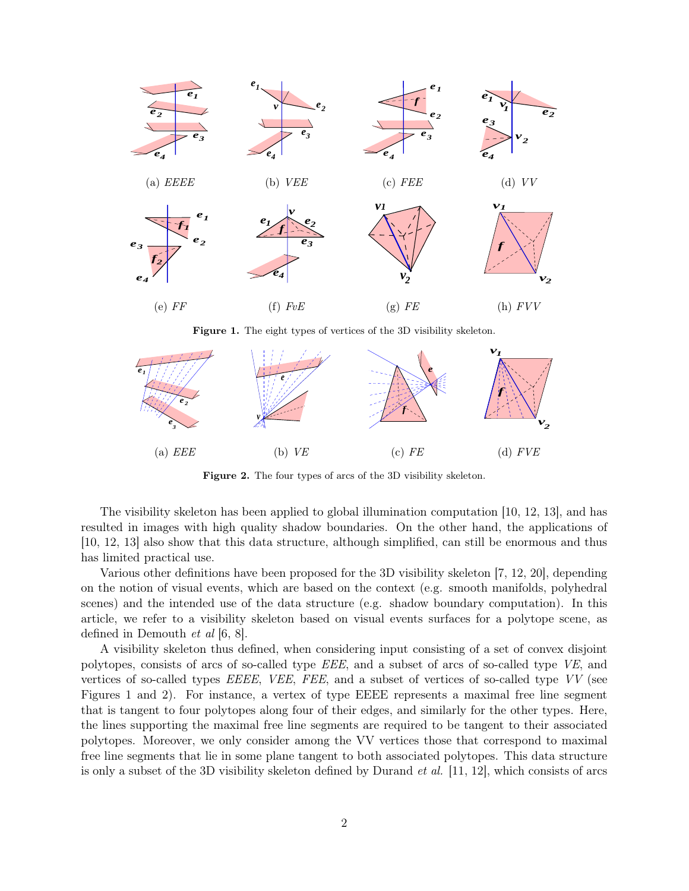(a) *EEEE* (b) *VEE* (c) *FEE* (d) *VV*

(e) *FF* (f) *FvE* (g) *FE* (h) *FVV*

**Figure 1.** The eight types of vertices of the 3D visibility skeleton.

(a) *EEE* (b) *VE* (c) *FE* (d) *FVE*

**Figure 2.** The four types of arcs of the 3D visibility skeleton.

The visibility skeleton has been applied to global illumination computation [10, 12, 13], and has resulted in images with high quality shadow boundaries. On the other hand, the applications of [10, 12, 13] also show that this data structure, although simplified, can still be enormous and thus has limited practical use.

Various other definitions have been proposed for the 3D visibility skeleton [7, 12, 20], depending on the notion of visual events, which are based on the context (e.g. smooth manifolds, polyhedral scenes) and the intended use of the data structure (e.g. shadow boundary computation). In this article, we refer to a visibility skeleton based on visual events surfaces for a polytope scene, as defined in Demouth *et al* [6, 8].

A visibility skeleton thus defined, when considering input consisting of a set of convex disjoint polytopes, consists of arcs of so-called type *EEE*, and a subset of arcs of so-called type *VE*, and vertices of so-called types *EEEE*, *VEE*, *FEE*, and a subset of vertices of so-called type *VV* (see Figures 1 and 2). For instance, a vertex of type EEEE represents a maximal free line segment that is tangent to four polytopes along four of their edges, and similarly for the other types. Here, the lines supporting the maximal free line segments are required to be tangent to their associated polytopes. Moreover, we only consider among the VV vertices those that correspond to maximal free line segments that lie in some plane tangent to both associated polytopes. This data structure is only a subset of the 3D visibility skeleton defined by Durand *et al.* [11, 12], which consists of arcs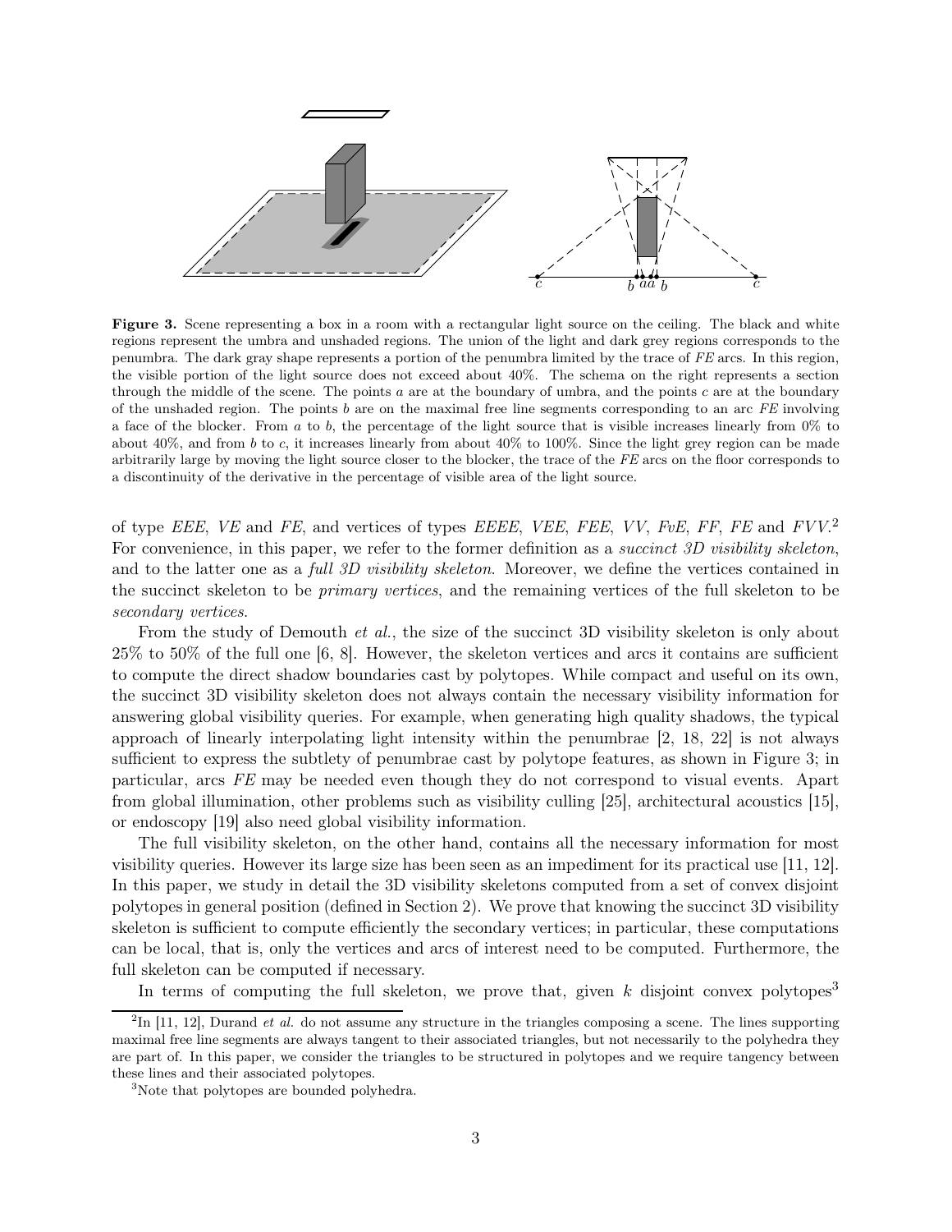**Figure 3.** Scene representing a box in a room with a rectangular light source on the ceiling. The black and white regions represent the umbra and unshaded regions. The union of the light and dark grey regions corresponds to the penumbra. The dark gray shape represents a portion of the penumbra limited by the trace of *FE* arcs. In this region, the visible portion of the light source does not exceed about 40%. The schema on the right represents a section through the middle of the scene. The points $a$ are at the boundary of umbra, and the points $c$ are at the boundary of the unshaded region. The points $b$ are on the maximal free line segments corresponding to an arc *FE* involving a face of the blocker. From $a$ to $b$, the percentage of the light source that is visible increases linearly from 0% to about 40%, and from $b$ to $c$, it increases linearly from about 40% to 100%. Since the light grey region can be made arbitrarily large by moving the light source closer to the blocker, the trace of the *FE* arcs on the floor corresponds to a discontinuity of the derivative in the percentage of visible area of the light source.

of type *EEE*, *VE* and *FE*, and vertices of types *EEEE*, *VEE*, *FEE*, *VV*, *FvE*, *FF*, *FE* and *FVV*.[2] For convenience, in this paper, we refer to the former definition as a *succinct 3D visibility skeleton*, and to the latter one as a *full 3D visibility skeleton*. Moreover, we define the vertices contained in the succinct skeleton to be *primary vertices*, and the remaining vertices of the full skeleton to be *secondary vertices*.

From the study of Demouth *et al.*, the size of the succinct 3D visibility skeleton is only about 25% to 50% of the full one [6, 8]. However, the skeleton vertices and arcs it contains are sufficient to compute the direct shadow boundaries cast by polytopes. While compact and useful on its own, the succinct 3D visibility skeleton does not always contain the necessary visibility information for answering global visibility queries. For example, when generating high quality shadows, the typical approach of linearly interpolating light intensity within the penumbrae [2, 18, 22] is not always sufficient to express the subtlety of penumbrae cast by polytope features, as shown in Figure 3; in particular, arcs *FE* may be needed even though they do not correspond to visual events. Apart from global illumination, other problems such as visibility culling [25], architectural acoustics [15], or endoscopy [19] also need global visibility information.

The full visibility skeleton, on the other hand, contains all the necessary information for most visibility queries. However its large size has been seen as an impediment for its practical use [11, 12]. In this paper, we study in detail the 3D visibility skeletons computed from a set of convex disjoint polytopes in general position (defined in Section 2). We prove that knowing the succinct 3D visibility skeleton is sufficient to compute efficiently the secondary vertices; in particular, these computations can be local, that is, only the vertices and arcs of interest need to be computed. Furthermore, the full skeleton can be computed if necessary.

In terms of computing the full skeleton, we prove that, given $k$ disjoint convex polytopes[3]

[2] In [11, 12], Durand *et al.* do not assume any structure in the triangles composing a scene. The lines supporting maximal free line segments are always tangent to their associated triangles, but not necessarily to the polyhedra they are part of. In this paper, we consider the triangles to be structured in polytopes and we require tangency between these lines and their associated polytopes.

[3] Note that polytopes are bounded polyhedra.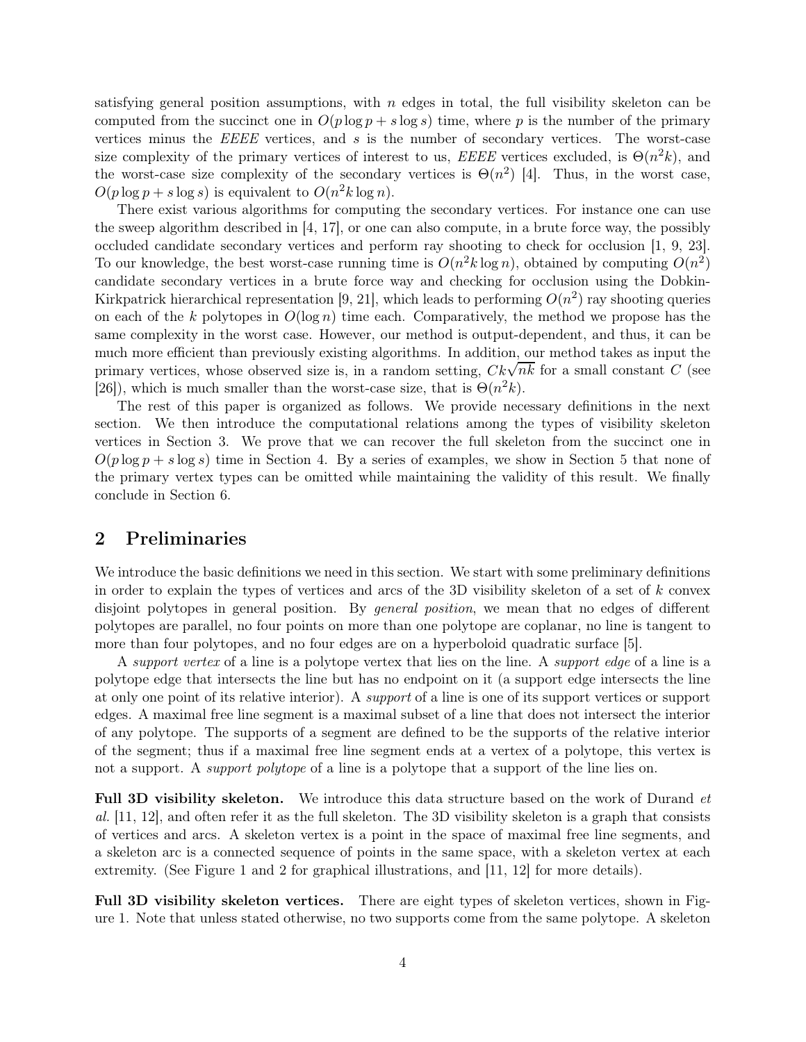satisfying general position assumptions, with $n$ edges in total, the full visibility skeleton can be computed from the succinct one in $O(p \log p + s \log s)$ time, where $p$ is the number of the primary vertices minus the *EEEE* vertices, and $s$ is the number of secondary vertices. The worst-case size complexity of the primary vertices of interest to us, *EEEE* vertices excluded, is $\Theta(n^2 k)$, and the worst-case size complexity of the secondary vertices is $\Theta(n^2)$ [4]. Thus, in the worst case, $O(p \log p + s \log s)$ is equivalent to $O(n^2 k \log n)$.

There exist various algorithms for computing the secondary vertices. For instance one can use the sweep algorithm described in [4, 17], or one can also compute, in a brute force way, the possibly occluded candidate secondary vertices and perform ray shooting to check for occlusion [1, 9, 23]. To our knowledge, the best worst-case running time is $O(n^2 k \log n)$, obtained by computing $O(n^2)$ candidate secondary vertices in a brute force way and checking for occlusion using the Dobkin-Kirkpatrick hierarchical representation [9, 21], which leads to performing $O(n^2)$ ray shooting queries on each of the $k$ polytopes in $O(\log n)$ time each. Comparatively, the method we propose has the same complexity in the worst case. However, our method is output-dependent, and thus, it can be much more efficient than previously existing algorithms. In addition, our method takes as input the primary vertices, whose observed size is, in a random setting, $Ck\sqrt{nk}$ for a small constant $C$ (see [26]), which is much smaller than the worst-case size, that is $\Theta(n^2 k)$.

The rest of this paper is organized as follows. We provide necessary definitions in the next section. We then introduce the computational relations among the types of visibility skeleton vertices in Section 3. We prove that we can recover the full skeleton from the succinct one in $O(p \log p + s \log s)$ time in Section 4. By a series of examples, we show in Section 5 that none of the primary vertex types can be omitted while maintaining the validity of this result. We finally conclude in Section 6.

## 2 Preliminaries

We introduce the basic definitions we need in this section. We start with some preliminary definitions in order to explain the types of vertices and arcs of the 3D visibility skeleton of a set of $k$ convex disjoint polytopes in general position. By *general position*, we mean that no edges of different polytopes are parallel, no four points on more than one polytope are coplanar, no line is tangent to more than four polytopes, and no four edges are on a hyperboloid quadratic surface [5].

A *support vertex* of a line is a polytope vertex that lies on the line. A *support edge* of a line is a polytope edge that intersects the line but has no endpoint on it (a support edge intersects the line at only one point of its relative interior). A *support* of a line is one of its support vertices or support edges. A maximal free line segment is a maximal subset of a line that does not intersect the interior of any polytope. The supports of a segment are defined to be the supports of the relative interior of the segment; thus if a maximal free line segment ends at a vertex of a polytope, this vertex is not a support. A *support polytope* of a line is a polytope that a support of the line lies on.

**Full 3D visibility skeleton.** We introduce this data structure based on the work of Durand *et al.* [11, 12], and often refer it as the full skeleton. The 3D visibility skeleton is a graph that consists of vertices and arcs. A skeleton vertex is a point in the space of maximal free line segments, and a skeleton arc is a connected sequence of points in the same space, with a skeleton vertex at each extremity. (See Figure 1 and 2 for graphical illustrations, and [11, 12] for more details).

**Full 3D visibility skeleton vertices.** There are eight types of skeleton vertices, shown in Figure 1. Note that unless stated otherwise, no two supports come from the same polytope. A skeleton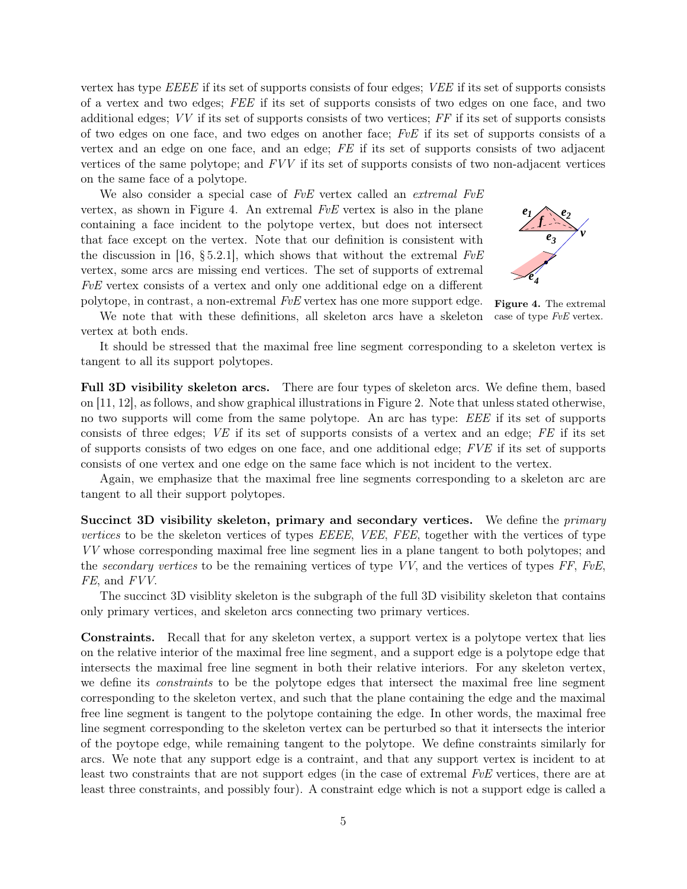vertex has type *EEEE* if its set of supports consists of four edges; *VEE* if its set of supports consists of a vertex and two edges; *FEE* if its set of supports consists of two edges on one face, and two additional edges; *VV* if its set of supports consists of two vertices; *FF* if its set of supports consists of two edges on one face, and two edges on another face; *FvE* if its set of supports consists of a vertex and an edge on one face, and an edge; *FE* if its set of supports consists of two adjacent vertices of the same polytope; and *FVV* if its set of supports consists of two non-adjacent vertices on the same face of a polytope.

We also consider a special case of *FvE* vertex called an *extremal FvE* vertex, as shown in Figure 4. An extremal *FvE* vertex is also in the plane containing a face incident to the polytope vertex, but does not intersect that face except on the vertex. Note that our definition is consistent with the discussion in [16, § 5.2.1], which shows that without the extremal *FvE* vertex, some arcs are missing end vertices. The set of supports of extremal *FvE* vertex consists of a vertex and only one additional edge on a different polytope, in contrast, a non-extremal *FvE* vertex has one more support edge.

**Figure 4.** The extremal case of type *FvE* vertex.

We note that with these definitions, all skeleton arcs have a skeleton vertex at both ends.

It should be stressed that the maximal free line segment corresponding to a skeleton vertex is tangent to all its support polytopes.

**Full 3D visibility skeleton arcs.** There are four types of skeleton arcs. We define them, based on [11, 12], as follows, and show graphical illustrations in Figure 2. Note that unless stated otherwise, no two supports will come from the same polytope. An arc has type: *EEE* if its set of supports consists of three edges; *VE* if its set of supports consists of a vertex and an edge; *FE* if its set of supports consists of two edges on one face, and one additional edge; *FVE* if its set of supports consists of one vertex and one edge on the same face which is not incident to the vertex.

Again, we emphasize that the maximal free line segments corresponding to a skeleton arc are tangent to all their support polytopes.

**Succinct 3D visibility skeleton, primary and secondary vertices.** We define the *primary vertices* to be the skeleton vertices of types *EEEE*, *VEE*, *FEE*, together with the vertices of type *VV* whose corresponding maximal free line segment lies in a plane tangent to both polytopes; and the *secondary vertices* to be the remaining vertices of type *VV*, and the vertices of types *FF*, *FvE*, *FE*, and *FVV*.

The succinct 3D visiblity skeleton is the subgraph of the full 3D visibility skeleton that contains only primary vertices, and skeleton arcs connecting two primary vertices.

**Constraints.** Recall that for any skeleton vertex, a support vertex is a polytope vertex that lies on the relative interior of the maximal free line segment, and a support edge is a polytope edge that intersects the maximal free line segment in both their relative interiors. For any skeleton vertex, we define its *constraints* to be the polytope edges that intersect the maximal free line segment corresponding to the skeleton vertex, and such that the plane containing the edge and the maximal free line segment is tangent to the polytope containing the edge. In other words, the maximal free line segment corresponding to the skeleton vertex can be perturbed so that it intersects the interior of the poytope edge, while remaining tangent to the polytope. We define constraints similarly for arcs. We note that any support edge is a contraint, and that any support vertex is incident to at least two constraints that are not support edges (in the case of extremal *FvE* vertices, there are at least three constraints, and possibly four). A constraint edge which is not a support edge is called a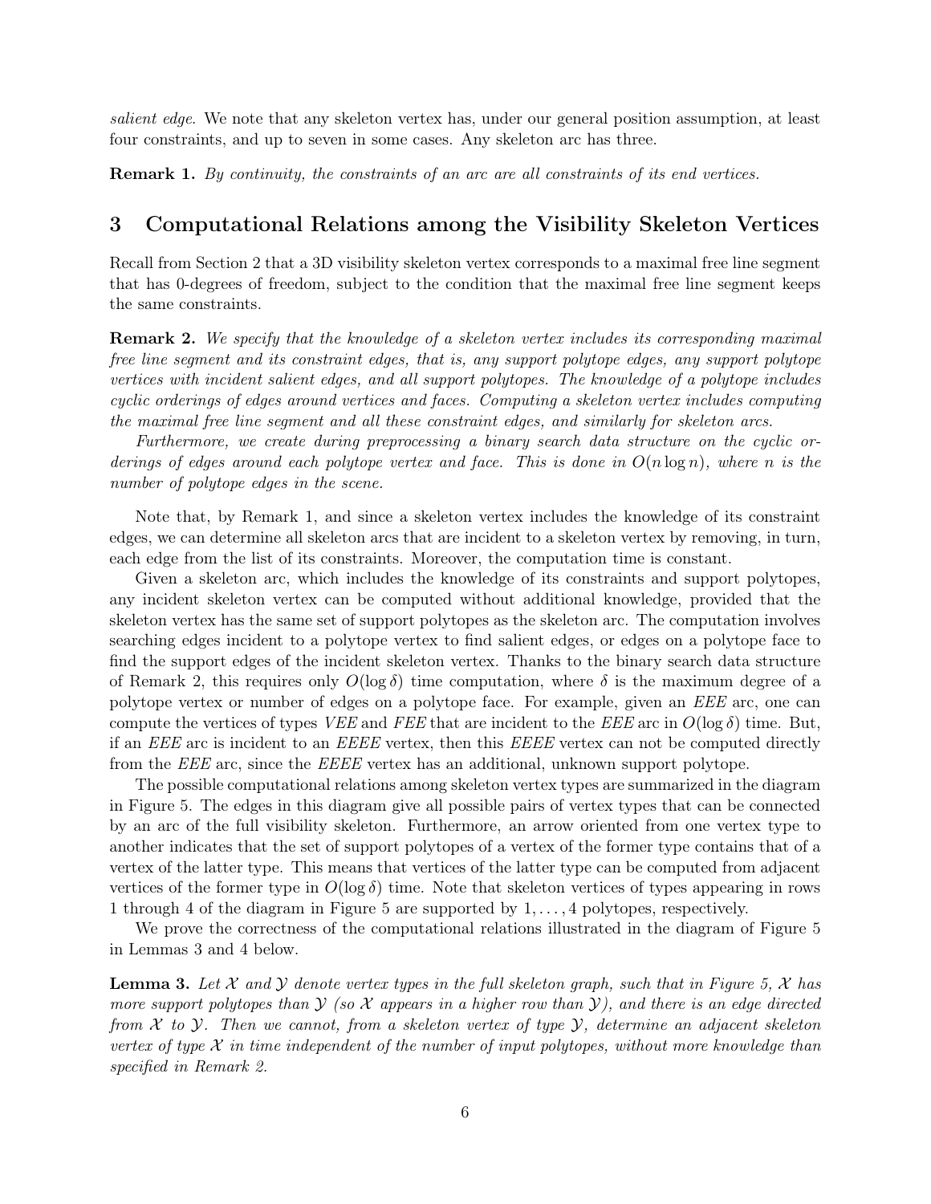*salient edge*. We note that any skeleton vertex has, under our general position assumption, at least four constraints, and up to seven in some cases. Any skeleton arc has three.

**Remark 1.** *By continuity, the constraints of an arc are all constraints of its end vertices.*

# 3 Computational Relations among the Visibility Skeleton Vertices

Recall from Section 2 that a 3D visibility skeleton vertex corresponds to a maximal free line segment that has 0-degrees of freedom, subject to the condition that the maximal free line segment keeps the same constraints.

**Remark 2.** *We specify that the knowledge of a skeleton vertex includes its corresponding maximal free line segment and its constraint edges, that is, any support polytope edges, any support polytope vertices with incident salient edges, and all support polytopes. The knowledge of a polytope includes cyclic orderings of edges around vertices and faces. Computing a skeleton vertex includes computing the maximal free line segment and all these constraint edges, and similarly for skeleton arcs.*

*Furthermore, we create during preprocessing a binary search data structure on the cyclic orderings of edges around each polytope vertex and face. This is done in $O(n \log n)$, where $n$ is the number of polytope edges in the scene.*

Note that, by Remark 1, and since a skeleton vertex includes the knowledge of its constraint edges, we can determine all skeleton arcs that are incident to a skeleton vertex by removing, in turn, each edge from the list of its constraints. Moreover, the computation time is constant.

Given a skeleton arc, which includes the knowledge of its constraints and support polytopes, any incident skeleton vertex can be computed without additional knowledge, provided that the skeleton vertex has the same set of support polytopes as the skeleton arc. The computation involves searching edges incident to a polytope vertex to find salient edges, or edges on a polytope face to find the support edges of the incident skeleton vertex. Thanks to the binary search data structure of Remark 2, this requires only $O(\log \delta)$ time computation, where $\delta$ is the maximum degree of a polytope vertex or number of edges on a polytope face. For example, given an *EEE* arc, one can compute the vertices of types *VEE* and *FEE* that are incident to the *EEE* arc in $O(\log \delta)$ time. But, if an *EEE* arc is incident to an *EEEE* vertex, then this *EEEE* vertex can not be computed directly from the *EEE* arc, since the *EEEE* vertex has an additional, unknown support polytope.

The possible computational relations among skeleton vertex types are summarized in the diagram in Figure 5. The edges in this diagram give all possible pairs of vertex types that can be connected by an arc of the full visibility skeleton. Furthermore, an arrow oriented from one vertex type to another indicates that the set of support polytopes of a vertex of the former type contains that of a vertex of the latter type. This means that vertices of the latter type can be computed from adjacent vertices of the former type in $O(\log \delta)$ time. Note that skeleton vertices of types appearing in rows 1 through 4 of the diagram in Figure 5 are supported by $1, \ldots, 4$ polytopes, respectively.

We prove the correctness of the computational relations illustrated in the diagram of Figure 5 in Lemmas 3 and 4 below.

**Lemma 3.** *Let $\mathcal{X}$ and $\mathcal{Y}$ denote vertex types in the full skeleton graph, such that in Figure 5, $\mathcal{X}$ has more support polytopes than $\mathcal{Y}$ (so $\mathcal{X}$ appears in a higher row than $\mathcal{Y}$), and there is an edge directed from $\mathcal{X}$ to $\mathcal{Y}$. Then we cannot, from a skeleton vertex of type $\mathcal{Y}$, determine an adjacent skeleton vertex of type $\mathcal{X}$ in time independent of the number of input polytopes, without more knowledge than specified in Remark 2.*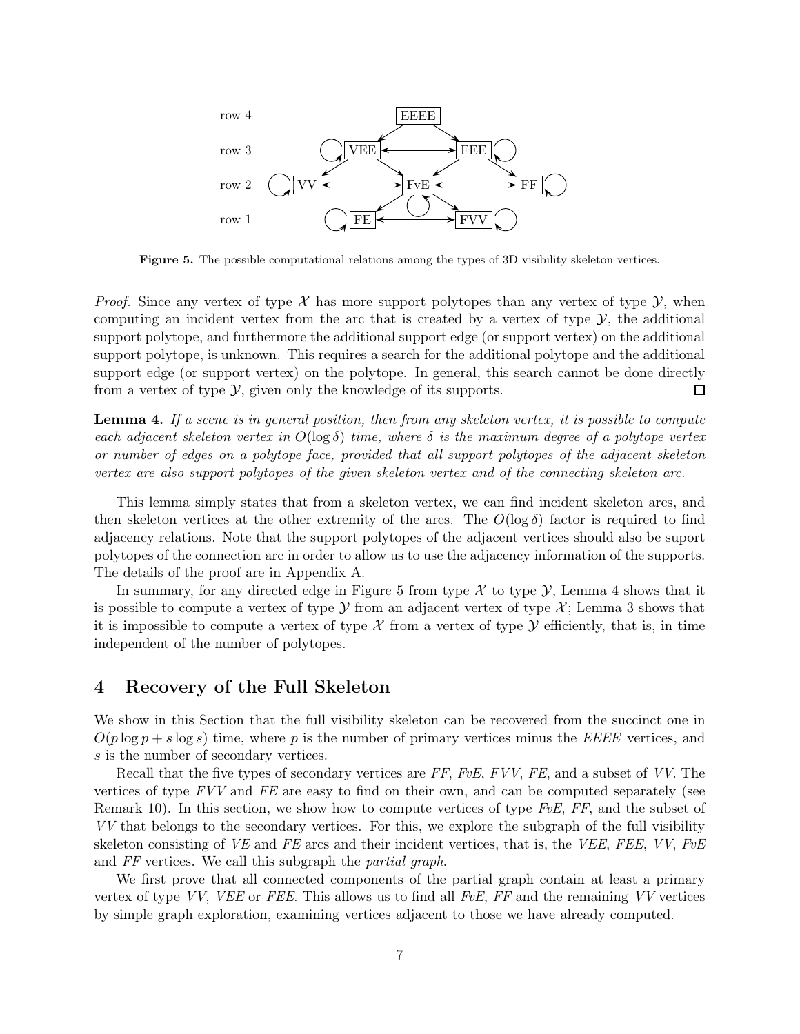**Figure 5.** The possible computational relations among the types of 3D visibility skeleton vertices.

*Proof.* Since any vertex of type $\mathcal{X}$ has more support polytopes than any vertex of type $\mathcal{Y}$, when computing an incident vertex from the arc that is created by a vertex of type $\mathcal{Y}$, the additional support polytope, and furthermore the additional support edge (or support vertex) on the additional support polytope, is unknown. This requires a search for the additional polytope and the additional support edge (or support vertex) on the polytope. In general, this search cannot be done directly from a vertex of type $\mathcal{Y}$, given only the knowledge of its supports. □

**Lemma 4.** *If a scene is in general position, then from any skeleton vertex, it is possible to compute each adjacent skeleton vertex in $O(\log \delta)$ time, where $\delta$ is the maximum degree of a polytope vertex or number of edges on a polytope face, provided that all support polytopes of the adjacent skeleton vertex are also support polytopes of the given skeleton vertex and of the connecting skeleton arc.*

This lemma simply states that from a skeleton vertex, we can find incident skeleton arcs, and then skeleton vertices at the other extremity of the arcs. The $O(\log \delta)$ factor is required to find adjacency relations. Note that the support polytopes of the adjacent vertices should also be suport polytopes of the connection arc in order to allow us to use the adjacency information of the supports. The details of the proof are in Appendix A.

In summary, for any directed edge in Figure 5 from type $\mathcal{X}$ to type $\mathcal{Y}$, Lemma 4 shows that it is possible to compute a vertex of type $\mathcal{Y}$ from an adjacent vertex of type $\mathcal{X}$; Lemma 3 shows that it is impossible to compute a vertex of type $\mathcal{X}$ from a vertex of type $\mathcal{Y}$ efficiently, that is, in time independent of the number of polytopes.

## 4 Recovery of the Full Skeleton

We show in this Section that the full visibility skeleton can be recovered from the succinct one in $O(p \log p + s \log s)$ time, where $p$ is the number of primary vertices minus the *EEEE* vertices, and $s$ is the number of secondary vertices.

Recall that the five types of secondary vertices are *FF*, *FvE*, *FVV*, *FE*, and a subset of *VV*. The vertices of type *FVV* and *FE* are easy to find on their own, and can be computed separately (see Remark 10). In this section, we show how to compute vertices of type *FvE*, *FF*, and the subset of *VV* that belongs to the secondary vertices. For this, we explore the subgraph of the full visibility skeleton consisting of *VE* and *FE* arcs and their incident vertices, that is, the *VEE*, *FEE*, *VV*, *FvE* and *FF* vertices. We call this subgraph the *partial graph*.

We first prove that all connected components of the partial graph contain at least a primary vertex of type *VV*, *VEE* or *FEE*. This allows us to find all *FvE*, *FF* and the remaining *VV* vertices by simple graph exploration, examining vertices adjacent to those we have already computed.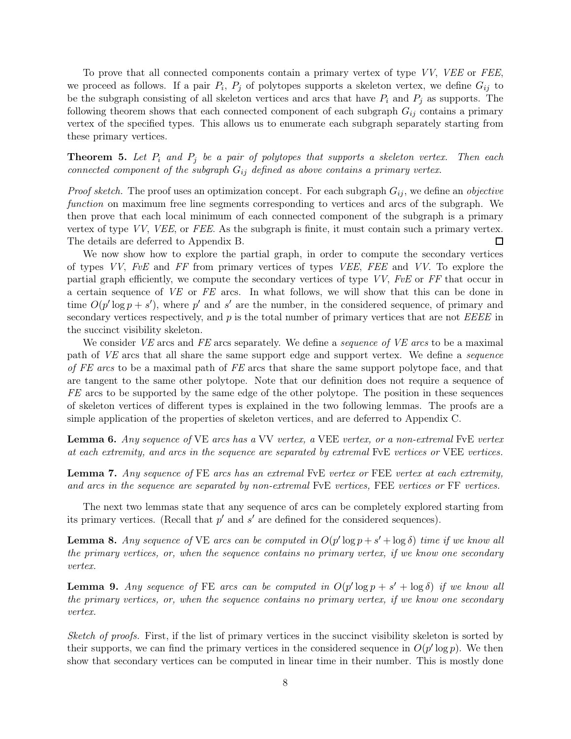To prove that all connected components contain a primary vertex of type *VV*, *VEE* or *FEE*, we proceed as follows. If a pair $P_i$, $P_j$ of polytopes supports a skeleton vertex, we define $G_{ij}$ to be the subgraph consisting of all skeleton vertices and arcs that have $P_i$ and $P_j$ as supports. The following theorem shows that each connected component of each subgraph $G_{ij}$ contains a primary vertex of the specified types. This allows us to enumerate each subgraph separately starting from these primary vertices.

**Theorem 5.** *Let $P_i$ and $P_j$ be a pair of polytopes that supports a skeleton vertex. Then each connected component of the subgraph $G_{ij}$ defined as above contains a primary vertex.*

*Proof sketch.* The proof uses an optimization concept. For each subgraph $G_{ij}$, we define an *objective function* on maximum free line segments corresponding to vertices and arcs of the subgraph. We then prove that each local minimum of each connected component of the subgraph is a primary vertex of type *VV*, *VEE*, or *FEE*. As the subgraph is finite, it must contain such a primary vertex. The details are deferred to Appendix B. □

We now show how to explore the partial graph, in order to compute the secondary vertices of types *VV*, *FvE* and *FF* from primary vertices of types *VEE*, *FEE* and *VV*. To explore the partial graph efficiently, we compute the secondary vertices of type *VV*, *FvE* or *FF* that occur in a certain sequence of *VE* or *FE* arcs. In what follows, we will show that this can be done in time $O(p' \log p + s')$, where $p'$ and $s'$ are the number, in the considered sequence, of primary and secondary vertices respectively, and $p$ is the total number of primary vertices that are not *EEEE* in the succinct visibility skeleton.

We consider *VE* arcs and *FE* arcs separately. We define a *sequence of VE arcs* to be a maximal path of *VE* arcs that all share the same support edge and support vertex. We define a *sequence of FE arcs* to be a maximal path of *FE* arcs that share the same support polytope face, and that are tangent to the same other polytope. Note that our definition does not require a sequence of *FE* arcs to be supported by the same edge of the other polytope. The position in these sequences of skeleton vertices of different types is explained in the two following lemmas. The proofs are a simple application of the properties of skeleton vertices, and are deferred to Appendix C.

**Lemma 6.** *Any sequence of* VE *arcs has a* VV *vertex, a* VEE *vertex, or a non-extremal* FvE *vertex at each extremity, and arcs in the sequence are separated by extremal* FvE *vertices or* VEE *vertices.*

**Lemma 7.** *Any sequence of* FE *arcs has an extremal* FvE *vertex or* FEE *vertex at each extremity, and arcs in the sequence are separated by non-extremal* FvE *vertices,* FEE *vertices or* FF *vertices.*

The next two lemmas state that any sequence of arcs can be completely explored starting from its primary vertices. (Recall that $p'$ and $s'$ are defined for the considered sequences).

**Lemma 8.** *Any sequence of* VE *arcs can be computed in $O(p' \log p + s' + \log \delta)$ time if we know all the primary vertices, or, when the sequence contains no primary vertex, if we know one secondary vertex.*

**Lemma 9.** *Any sequence of* FE *arcs can be computed in $O(p' \log p + s' + \log \delta)$ if we know all the primary vertices, or, when the sequence contains no primary vertex, if we know one secondary vertex.*

*Sketch of proofs.* First, if the list of primary vertices in the succinct visibility skeleton is sorted by their supports, we can find the primary vertices in the considered sequence in $O(p' \log p)$. We then show that secondary vertices can be computed in linear time in their number. This is mostly done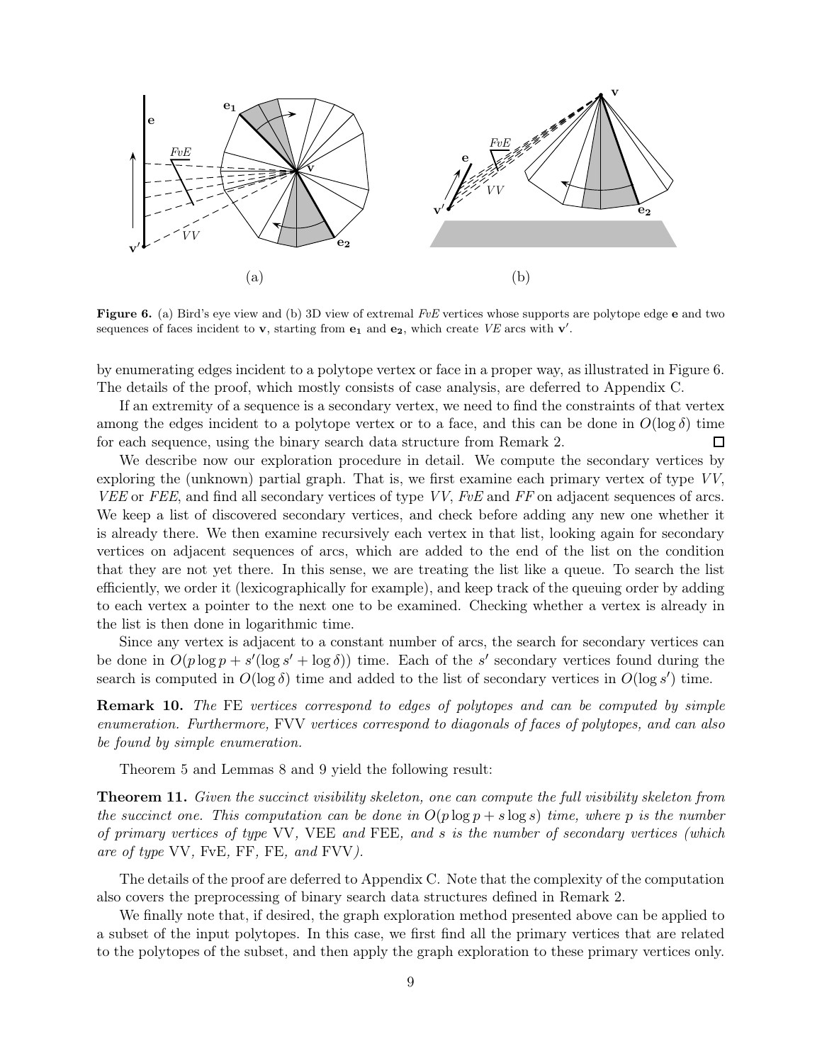**Figure 6.** (a) Bird's eye view and (b) 3D view of extremal *FvE* vertices whose supports are polytope edge $\mathbf{e}$ and two sequences of faces incident to $\mathbf{v}$, starting from $\mathbf{e_1}$ and $\mathbf{e_2}$, which create *VE* arcs with $\mathbf{v}'$.

by enumerating edges incident to a polytope vertex or face in a proper way, as illustrated in Figure 6. The details of the proof, which mostly consists of case analysis, are deferred to Appendix C.

If an extremity of a sequence is a secondary vertex, we need to find the constraints of that vertex among the edges incident to a polytope vertex or to a face, and this can be done in $O(\log \delta)$ time for each sequence, using the binary search data structure from Remark 2. □

We describe now our exploration procedure in detail. We compute the secondary vertices by exploring the (unknown) partial graph. That is, we first examine each primary vertex of type *VV*, *VEE* or *FEE*, and find all secondary vertices of type *VV*, *FvE* and *FF* on adjacent sequences of arcs. We keep a list of discovered secondary vertices, and check before adding any new one whether it is already there. We then examine recursively each vertex in that list, looking again for secondary vertices on adjacent sequences of arcs, which are added to the end of the list on the condition that they are not yet there. In this sense, we are treating the list like a queue. To search the list efficiently, we order it (lexicographically for example), and keep track of the queuing order by adding to each vertex a pointer to the next one to be examined. Checking whether a vertex is already in the list is then done in logarithmic time.

Since any vertex is adjacent to a constant number of arcs, the search for secondary vertices can be done in $O(p \log p + s'(\log s' + \log \delta))$ time. Each of the $s'$ secondary vertices found during the search is computed in $O(\log \delta)$ time and added to the list of secondary vertices in $O(\log s')$ time.

**Remark 10.** *The* FE *vertices correspond to edges of polytopes and can be computed by simple enumeration. Furthermore,* FVV *vertices correspond to diagonals of faces of polytopes, and can also be found by simple enumeration.*

Theorem 5 and Lemmas 8 and 9 yield the following result:

**Theorem 11.** *Given the succinct visibility skeleton, one can compute the full visibility skeleton from the succinct one. This computation can be done in $O(p \log p + s \log s)$ time, where $p$ is the number of primary vertices of type* VV*,* VEE *and* FEE*, and $s$ is the number of secondary vertices (which are of type* VV*,* FvE*,* FF*,* FE*, and* FVV*).*

The details of the proof are deferred to Appendix C. Note that the complexity of the computation also covers the preprocessing of binary search data structures defined in Remark 2.

We finally note that, if desired, the graph exploration method presented above can be applied to a subset of the input polytopes. In this case, we first find all the primary vertices that are related to the polytopes of the subset, and then apply the graph exploration to these primary vertices only.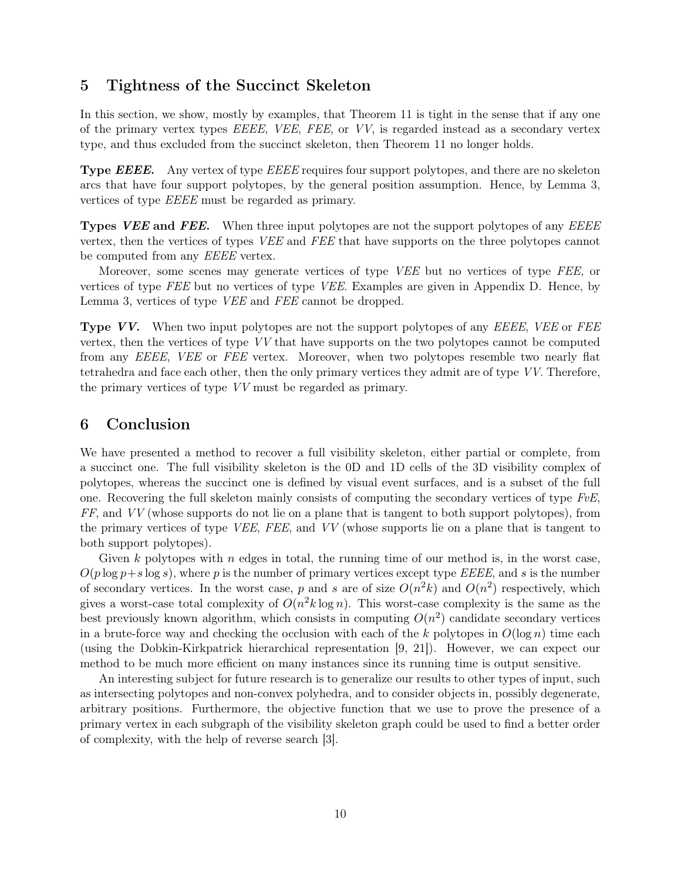## 5 Tightness of the Succinct Skeleton

In this section, we show, mostly by examples, that Theorem 11 is tight in the sense that if any one of the primary vertex types *EEEE*, *VEE*, *FEE*, or *VV*, is regarded instead as a secondary vertex type, and thus excluded from the succinct skeleton, then Theorem 11 no longer holds.

**Type *EEEE*.** Any vertex of type *EEEE* requires four support polytopes, and there are no skeleton arcs that have four support polytopes, by the general position assumption. Hence, by Lemma 3, vertices of type *EEEE* must be regarded as primary.

**Types *VEE* and *FEE*.** When three input polytopes are not the support polytopes of any *EEEE* vertex, then the vertices of types *VEE* and *FEE* that have supports on the three polytopes cannot be computed from any *EEEE* vertex.

Moreover, some scenes may generate vertices of type *VEE* but no vertices of type *FEE*, or vertices of type *FEE* but no vertices of type *VEE*. Examples are given in Appendix D. Hence, by Lemma 3, vertices of type *VEE* and *FEE* cannot be dropped.

**Type *VV*.** When two input polytopes are not the support polytopes of any *EEEE*, *VEE* or *FEE* vertex, then the vertices of type *VV* that have supports on the two polytopes cannot be computed from any *EEEE*, *VEE* or *FEE* vertex. Moreover, when two polytopes resemble two nearly flat tetrahedra and face each other, then the only primary vertices they admit are of type *VV*. Therefore, the primary vertices of type *VV* must be regarded as primary.

## 6 Conclusion

We have presented a method to recover a full visibility skeleton, either partial or complete, from a succinct one. The full visibility skeleton is the 0D and 1D cells of the 3D visibility complex of polytopes, whereas the succinct one is defined by visual event surfaces, and is a subset of the full one. Recovering the full skeleton mainly consists of computing the secondary vertices of type *FvE*, *FF*, and *VV* (whose supports do not lie on a plane that is tangent to both support polytopes), from the primary vertices of type *VEE*, *FEE*, and *VV* (whose supports lie on a plane that is tangent to both support polytopes).

Given $k$ polytopes with $n$ edges in total, the running time of our method is, in the worst case, $O(p \log p + s \log s)$, where $p$ is the number of primary vertices except type *EEEE*, and $s$ is the number of secondary vertices. In the worst case, $p$ and $s$ are of size $O(n^2 k)$ and $O(n^2)$ respectively, which gives a worst-case total complexity of $O(n^2 k \log n)$. This worst-case complexity is the same as the best previously known algorithm, which consists in computing $O(n^2)$ candidate secondary vertices in a brute-force way and checking the occlusion with each of the $k$ polytopes in $O(\log n)$ time each (using the Dobkin-Kirkpatrick hierarchical representation [9, 21]). However, we can expect our method to be much more efficient on many instances since its running time is output sensitive.

An interesting subject for future research is to generalize our results to other types of input, such as intersecting polytopes and non-convex polyhedra, and to consider objects in, possibly degenerate, arbitrary positions. Furthermore, the objective function that we use to prove the presence of a primary vertex in each subgraph of the visibility skeleton graph could be used to find a better order of complexity, with the help of reverse search [3].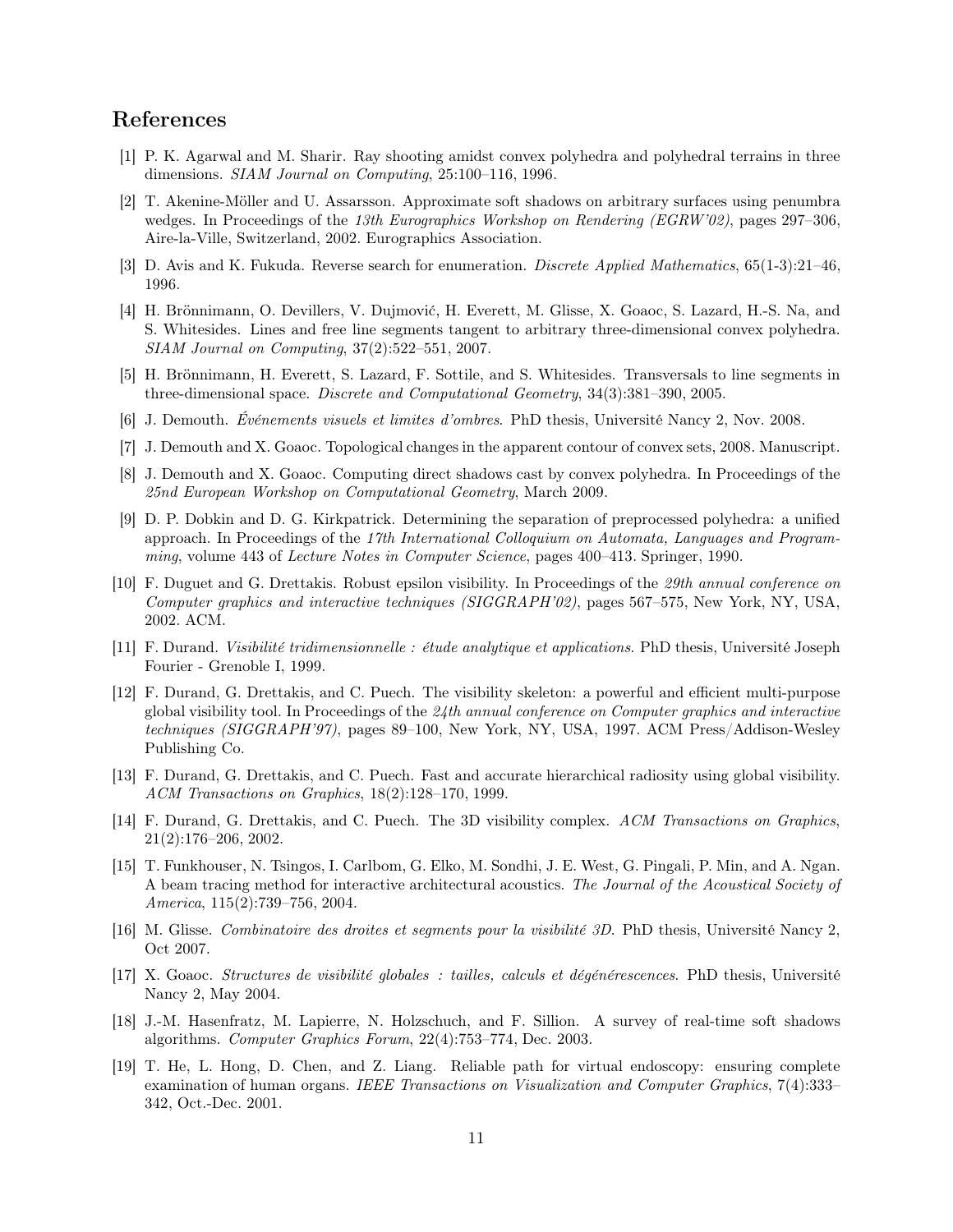## References

[1] P. K. Agarwal and M. Sharir. Ray shooting amidst convex polyhedra and polyhedral terrains in three dimensions. *SIAM Journal on Computing*, 25:100–116, 1996.

[2] T. Akenine-Möller and U. Assarsson. Approximate soft shadows on arbitrary surfaces using penumbra wedges. In Proceedings of the *13th Eurographics Workshop on Rendering (EGRW'02)*, pages 297–306, Aire-la-Ville, Switzerland, 2002. Eurographics Association.

[3] D. Avis and K. Fukuda. Reverse search for enumeration. *Discrete Applied Mathematics*, 65(1-3):21–46, 1996.

[4] H. Brönnimann, O. Devillers, V. Dujmović, H. Everett, M. Glisse, X. Goaoc, S. Lazard, H.-S. Na, and S. Whitesides. Lines and free line segments tangent to arbitrary three-dimensional convex polyhedra. *SIAM Journal on Computing*, 37(2):522–551, 2007.

[5] H. Brönnimann, H. Everett, S. Lazard, F. Sottile, and S. Whitesides. Transversals to line segments in three-dimensional space. *Discrete and Computational Geometry*, 34(3):381–390, 2005.

[6] J. Demouth. *Événements visuels et limites d'ombres*. PhD thesis, Université Nancy 2, Nov. 2008.

[7] J. Demouth and X. Goaoc. Topological changes in the apparent contour of convex sets, 2008. Manuscript.

[8] J. Demouth and X. Goaoc. Computing direct shadows cast by convex polyhedra. In Proceedings of the *25nd European Workshop on Computational Geometry*, March 2009.

[9] D. P. Dobkin and D. G. Kirkpatrick. Determining the separation of preprocessed polyhedra: a unified approach. In Proceedings of the *17th International Colloquium on Automata, Languages and Programming*, volume 443 of *Lecture Notes in Computer Science*, pages 400–413. Springer, 1990.

[10] F. Duguet and G. Drettakis. Robust epsilon visibility. In Proceedings of the *29th annual conference on Computer graphics and interactive techniques (SIGGRAPH'02)*, pages 567–575, New York, NY, USA, 2002. ACM.

[11] F. Durand. *Visibilité tridimensionnelle : étude analytique et applications*. PhD thesis, Université Joseph Fourier - Grenoble I, 1999.

[12] F. Durand, G. Drettakis, and C. Puech. The visibility skeleton: a powerful and efficient multi-purpose global visibility tool. In Proceedings of the *24th annual conference on Computer graphics and interactive techniques (SIGGRAPH'97)*, pages 89–100, New York, NY, USA, 1997. ACM Press/Addison-Wesley Publishing Co.

[13] F. Durand, G. Drettakis, and C. Puech. Fast and accurate hierarchical radiosity using global visibility. *ACM Transactions on Graphics*, 18(2):128–170, 1999.

[14] F. Durand, G. Drettakis, and C. Puech. The 3D visibility complex. *ACM Transactions on Graphics*, 21(2):176–206, 2002.

[15] T. Funkhouser, N. Tsingos, I. Carlbom, G. Elko, M. Sondhi, J. E. West, G. Pingali, P. Min, and A. Ngan. A beam tracing method for interactive architectural acoustics. *The Journal of the Acoustical Society of America*, 115(2):739–756, 2004.

[16] M. Glisse. *Combinatoire des droites et segments pour la visibilité 3D*. PhD thesis, Université Nancy 2, Oct 2007.

[17] X. Goaoc. *Structures de visibilité globales : tailles, calculs et dégénérescences*. PhD thesis, Université Nancy 2, May 2004.

[18] J.-M. Hasenfratz, M. Lapierre, N. Holzschuch, and F. Sillion. A survey of real-time soft shadows algorithms. *Computer Graphics Forum*, 22(4):753–774, Dec. 2003.

[19] T. He, L. Hong, D. Chen, and Z. Liang. Reliable path for virtual endoscopy: ensuring complete examination of human organs. *IEEE Transactions on Visualization and Computer Graphics*, 7(4):333–342, Oct.-Dec. 2001.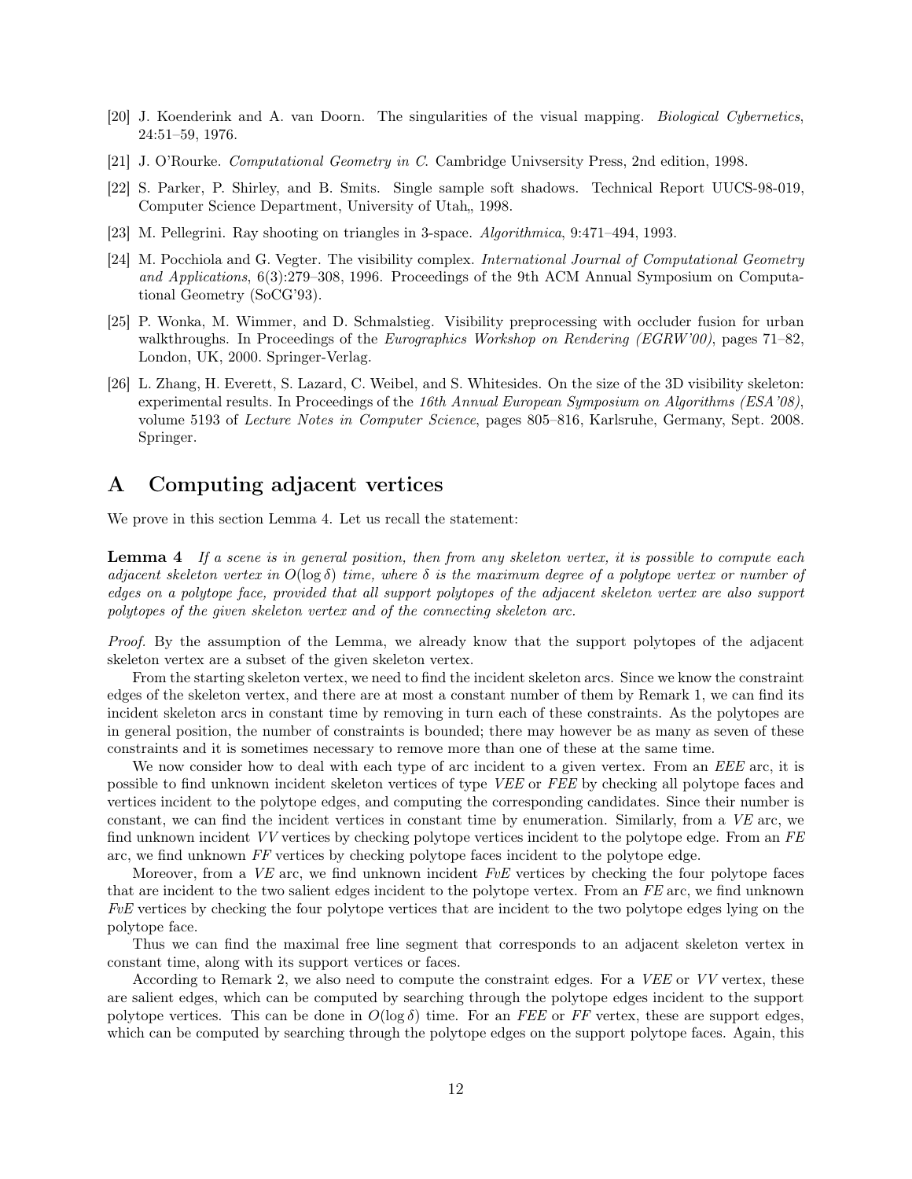[20] J. Koenderink and A. van Doorn. The singularities of the visual mapping. *Biological Cybernetics*, 24:51–59, 1976.

[21] J. O'Rourke. *Computational Geometry in C*. Cambridge Univsersity Press, 2nd edition, 1998.

[22] S. Parker, P. Shirley, and B. Smits. Single sample soft shadows. Technical Report UUCS-98-019, Computer Science Department, University of Utah,, 1998.

[23] M. Pellegrini. Ray shooting on triangles in 3-space. *Algorithmica*, 9:471–494, 1993.

[24] M. Pocchiola and G. Vegter. The visibility complex. *International Journal of Computational Geometry and Applications*, 6(3):279–308, 1996. Proceedings of the 9th ACM Annual Symposium on Computational Geometry (SoCG'93).

[25] P. Wonka, M. Wimmer, and D. Schmalstieg. Visibility preprocessing with occluder fusion for urban walkthroughs. In Proceedings of the *Eurographics Workshop on Rendering (EGRW'00)*, pages 71–82, London, UK, 2000. Springer-Verlag.

[26] L. Zhang, H. Everett, S. Lazard, C. Weibel, and S. Whitesides. On the size of the 3D visibility skeleton: experimental results. In Proceedings of the *16th Annual European Symposium on Algorithms (ESA'08)*, volume 5193 of *Lecture Notes in Computer Science*, pages 805–816, Karlsruhe, Germany, Sept. 2008. Springer.

# A Computing adjacent vertices

We prove in this section Lemma 4. Let us recall the statement:

**Lemma 4** *If a scene is in general position, then from any skeleton vertex, it is possible to compute each adjacent skeleton vertex in $O(\log \delta)$ time, where $\delta$ is the maximum degree of a polytope vertex or number of edges on a polytope face, provided that all support polytopes of the adjacent skeleton vertex are also support polytopes of the given skeleton vertex and of the connecting skeleton arc.*

*Proof.* By the assumption of the Lemma, we already know that the support polytopes of the adjacent skeleton vertex are a subset of the given skeleton vertex.

From the starting skeleton vertex, we need to find the incident skeleton arcs. Since we know the constraint edges of the skeleton vertex, and there are at most a constant number of them by Remark 1, we can find its incident skeleton arcs in constant time by removing in turn each of these constraints. As the polytopes are in general position, the number of constraints is bounded; there may however be as many as seven of these constraints and it is sometimes necessary to remove more than one of these at the same time.

We now consider how to deal with each type of arc incident to a given vertex. From an *EEE* arc, it is possible to find unknown incident skeleton vertices of type *VEE* or *FEE* by checking all polytope faces and vertices incident to the polytope edges, and computing the corresponding candidates. Since their number is constant, we can find the incident vertices in constant time by enumeration. Similarly, from a *VE* arc, we find unknown incident *VV* vertices by checking polytope vertices incident to the polytope edge. From an *FE* arc, we find unknown *FF* vertices by checking polytope faces incident to the polytope edge.

Moreover, from a *VE* arc, we find unknown incident *FvE* vertices by checking the four polytope faces that are incident to the two salient edges incident to the polytope vertex. From an *FE* arc, we find unknown *FvE* vertices by checking the four polytope vertices that are incident to the two polytope edges lying on the polytope face.

Thus we can find the maximal free line segment that corresponds to an adjacent skeleton vertex in constant time, along with its support vertices or faces.

According to Remark 2, we also need to compute the constraint edges. For a *VEE* or *VV* vertex, these are salient edges, which can be computed by searching through the polytope edges incident to the support polytope vertices. This can be done in $O(\log \delta)$ time. For an *FEE* or *FF* vertex, these are support edges, which can be computed by searching through the polytope edges on the support polytope faces. Again, this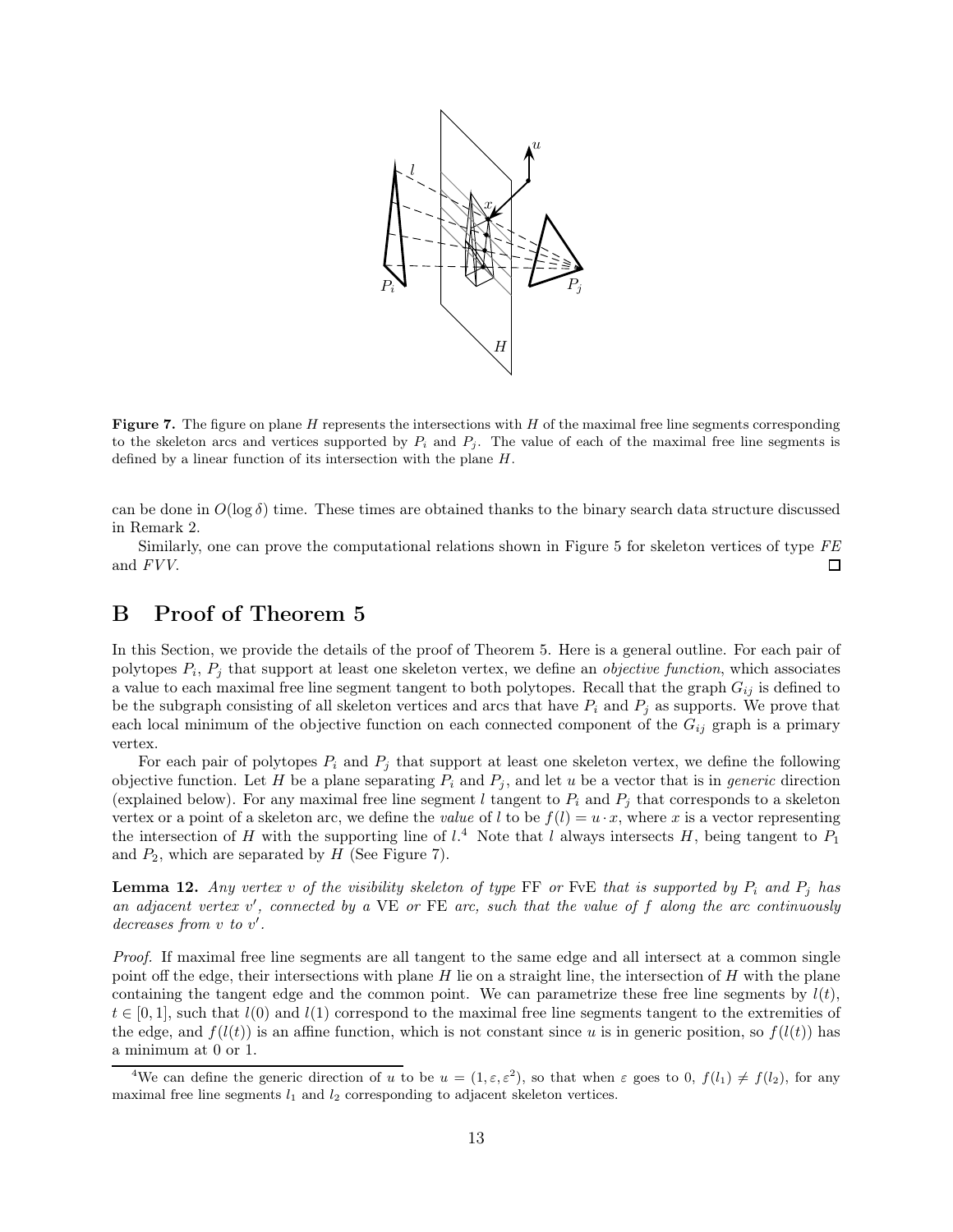**Figure 7.** The figure on plane $H$ represents the intersections with $H$ of the maximal free line segments corresponding to the skeleton arcs and vertices supported by $P_i$ and $P_j$. The value of each of the maximal free line segments is defined by a linear function of its intersection with the plane $H$.

can be done in $O(\log \delta)$ time. These times are obtained thanks to the binary search data structure discussed in Remark 2.

Similarly, one can prove the computational relations shown in Figure 5 for skeleton vertices of type *FE* and *FVV*. □

# B Proof of Theorem 5

In this Section, we provide the details of the proof of Theorem 5. Here is a general outline. For each pair of polytopes $P_i$, $P_j$ that support at least one skeleton vertex, we define an *objective function*, which associates a value to each maximal free line segment tangent to both polytopes. Recall that the graph $G_{ij}$ is defined to be the subgraph consisting of all skeleton vertices and arcs that have $P_i$ and $P_j$ as supports. We prove that each local minimum of the objective function on each connected component of the $G_{ij}$ graph is a primary vertex.

For each pair of polytopes $P_i$ and $P_j$ that support at least one skeleton vertex, we define the following objective function. Let $H$ be a plane separating $P_i$ and $P_j$, and let $u$ be a vector that is in *generic* direction (explained below). For any maximal free line segment $l$ tangent to $P_i$ and $P_j$ that corresponds to a skeleton vertex or a point of a skeleton arc, we define the *value* of $l$ to be $f(l) = u \cdot x$, where $x$ is a vector representing the intersection of $H$ with the supporting line of $l$.[4] Note that $l$ always intersects $H$, being tangent to $P_1$ and $P_2$, which are separated by $H$ (See Figure 7).

**Lemma 12.** *Any vertex $v$ of the visibility skeleton of type* FF *or* FvE *that is supported by $P_i$ and $P_j$ has an adjacent vertex $v'$, connected by a* VE *or* FE *arc, such that the value of $f$ along the arc continuously decreases from $v$ to $v'$.*

*Proof.* If maximal free line segments are all tangent to the same edge and all intersect at a common single point off the edge, their intersections with plane $H$ lie on a straight line, the intersection of $H$ with the plane containing the tangent edge and the common point. We can parametrize these free line segments by $l(t)$, $t \in [0, 1]$, such that $l(0)$ and $l(1)$ correspond to the maximal free line segments tangent to the extremities of the edge, and $f(l(t))$ is an affine function, which is not constant since $u$ is in generic position, so $f(l(t))$ has a minimum at 0 or 1.

[4] We can define the generic direction of $u$ to be $u = (1, \varepsilon, \varepsilon^2)$, so that when $\varepsilon$ goes to 0, $f(l_1) \neq f(l_2)$, for any maximal free line segments $l_1$ and $l_2$ corresponding to adjacent skeleton vertices.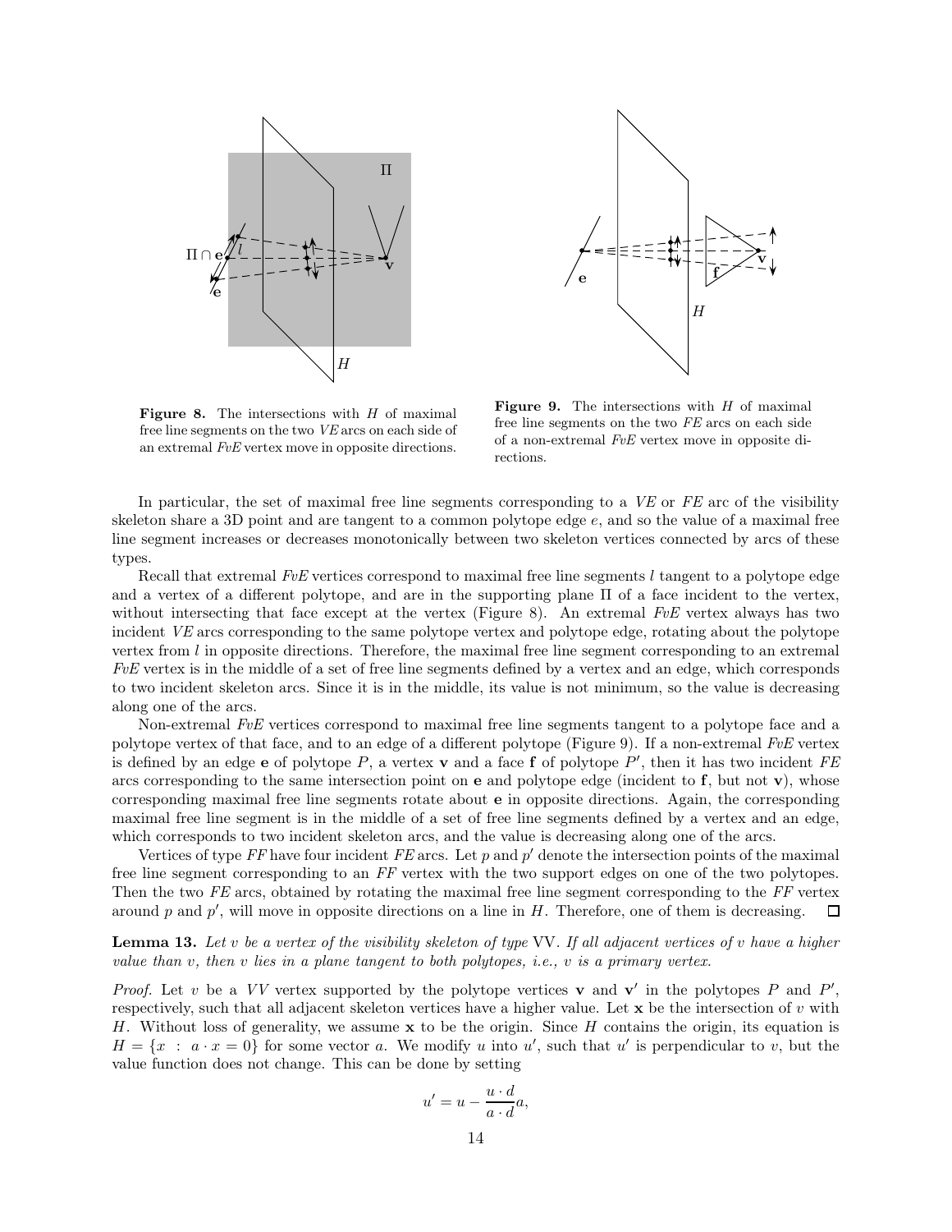**Figure 8.** The intersections with $H$ of maximal free line segments on the two $VE$ arcs on each side of an extremal $FvE$ vertex move in opposite directions.

**Figure 9.** The intersections with $H$ of maximal free line segments on the two $FE$ arcs on each side of a non-extremal $FvE$ vertex move in opposite directions.

In particular, the set of maximal free line segments corresponding to a $VE$ or $FE$ arc of the visibility skeleton share a 3D point and are tangent to a common polytope edge $e$, and so the value of a maximal free line segment increases or decreases monotonically between two skeleton vertices connected by arcs of these types.

Recall that extremal $FvE$ vertices correspond to maximal free line segments $l$ tangent to a polytope edge and a vertex of a different polytope, and are in the supporting plane $\Pi$ of a face incident to the vertex, without intersecting that face except at the vertex (Figure 8). An extremal $FvE$ vertex always has two incident $VE$ arcs corresponding to the same polytope vertex and polytope edge, rotating about the polytope vertex from $l$ in opposite directions. Therefore, the maximal free line segment corresponding to an extremal $FvE$ vertex is in the middle of a set of free line segments defined by a vertex and an edge, which corresponds to two incident skeleton arcs. Since it is in the middle, its value is not minimum, so the value is decreasing along one of the arcs.

Non-extremal $FvE$ vertices correspond to maximal free line segments tangent to a polytope face and a polytope vertex of that face, and to an edge of a different polytope (Figure 9). If a non-extremal $FvE$ vertex is defined by an edge $\mathbf{e}$ of polytope $P$, a vertex $\mathbf{v}$ and a face $\mathbf{f}$ of polytope $P'$, then it has two incident $FE$ arcs corresponding to the same intersection point on $\mathbf{e}$ and polytope edge (incident to $\mathbf{f}$, but not $\mathbf{v}$), whose corresponding maximal free line segments rotate about $\mathbf{e}$ in opposite directions. Again, the corresponding maximal free line segment is in the middle of a set of free line segments defined by a vertex and an edge, which corresponds to two incident skeleton arcs, and the value is decreasing along one of the arcs.

Vertices of type $FF$ have four incident $FE$ arcs. Let $p$ and $p'$ denote the intersection points of the maximal free line segment corresponding to an $FF$ vertex with the two support edges on one of the two polytopes. Then the two $FE$ arcs, obtained by rotating the maximal free line segment corresponding to the $FF$ vertex around $p$ and $p'$, will move in opposite directions on a line in $H$. Therefore, one of them is decreasing. $\square$

**Lemma 13.** *Let $v$ be a vertex of the visibility skeleton of type* VV*. If all adjacent vertices of $v$ have a higher value than $v$, then $v$ lies in a plane tangent to both polytopes, i.e., $v$ is a primary vertex.*

*Proof.* Let $v$ be a $VV$ vertex supported by the polytope vertices $\mathbf{v}$ and $\mathbf{v}'$ in the polytopes $P$ and $P'$, respectively, such that all adjacent skeleton vertices have a higher value. Let $\mathbf{x}$ be the intersection of $v$ with $H$. Without loss of generality, we assume $\mathbf{x}$ to be the origin. Since $H$ contains the origin, its equation is $H = \{x \ : \ a \cdot x = 0\}$ for some vector $a$. We modify $u$ into $u'$, such that $u'$ is perpendicular to $v$, but the value function does not change. This can be done by setting

$$u' = u - \frac{u \cdot d}{a \cdot d} a,$$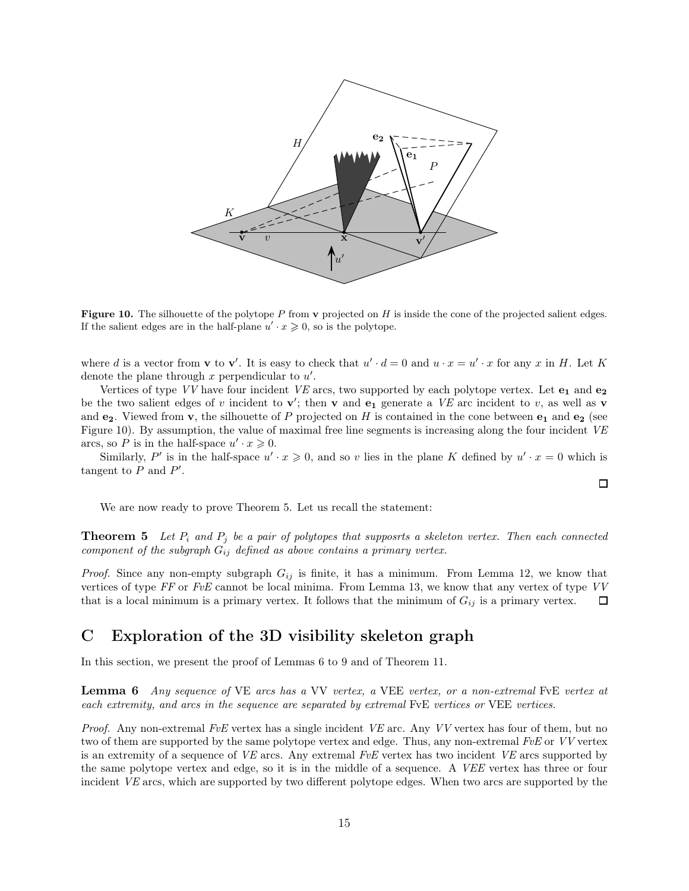**Figure 10.** The silhouette of the polytope $P$ from $\mathbf{v}$ projected on $H$ is inside the cone of the projected salient edges. If the salient edges are in the half-plane $u' \cdot x \geqslant 0$, so is the polytope.

where $d$ is a vector from $\mathbf{v}$ to $\mathbf{v}'$. It is easy to check that $u' \cdot d = 0$ and $u \cdot x = u' \cdot x$ for any $x$ in $H$. Let $K$ denote the plane through $x$ perpendicular to $u'$.

Vertices of type *VV* have four incident *VE* arcs, two supported by each polytope vertex. Let $\mathbf{e_1}$ and $\mathbf{e_2}$ be the two salient edges of $v$ incident to $\mathbf{v}'$; then $\mathbf{v}$ and $\mathbf{e_1}$ generate a *VE* arc incident to $v$, as well as $\mathbf{v}$ and $\mathbf{e_2}$. Viewed from $\mathbf{v}$, the silhouette of $P$ projected on $H$ is contained in the cone between $\mathbf{e_1}$ and $\mathbf{e_2}$ (see Figure 10). By assumption, the value of maximal free line segments is increasing along the four incident *VE* arcs, so $P$ is in the half-space $u' \cdot x \geqslant 0$.

Similarly, $P'$ is in the half-space $u' \cdot x \geqslant 0$, and so $v$ lies in the plane $K$ defined by $u' \cdot x = 0$ which is tangent to $P$ and $P'$.

□

We are now ready to prove Theorem 5. Let us recall the statement:

**Theorem 5** *Let $P_i$ and $P_j$ be a pair of polytopes that supposrts a skeleton vertex. Then each connected component of the subgraph $G_{ij}$ defined as above contains a primary vertex.*

*Proof.* Since any non-empty subgraph $G_{ij}$ is finite, it has a minimum. From Lemma 12, we know that vertices of type *FF* or *FvE* cannot be local minima. From Lemma 13, we know that any vertex of type *VV* that is a local minimum is a primary vertex. It follows that the minimum of $G_{ij}$ is a primary vertex. □

# C Exploration of the 3D visibility skeleton graph

In this section, we present the proof of Lemmas 6 to 9 and of Theorem 11.

**Lemma 6** *Any sequence of* VE *arcs has a* VV *vertex, a* VEE *vertex, or a non-extremal* FvE *vertex at each extremity, and arcs in the sequence are separated by extremal* FvE *vertices or* VEE *vertices.*

*Proof.* Any non-extremal *FvE* vertex has a single incident *VE* arc. Any *VV* vertex has four of them, but no two of them are supported by the same polytope vertex and edge. Thus, any non-extremal *FvE* or *VV* vertex is an extremity of a sequence of *VE* arcs. Any extremal *FvE* vertex has two incident *VE* arcs supported by the same polytope vertex and edge, so it is in the middle of a sequence. A *VEE* vertex has three or four incident *VE* arcs, which are supported by two different polytope edges. When two arcs are supported by the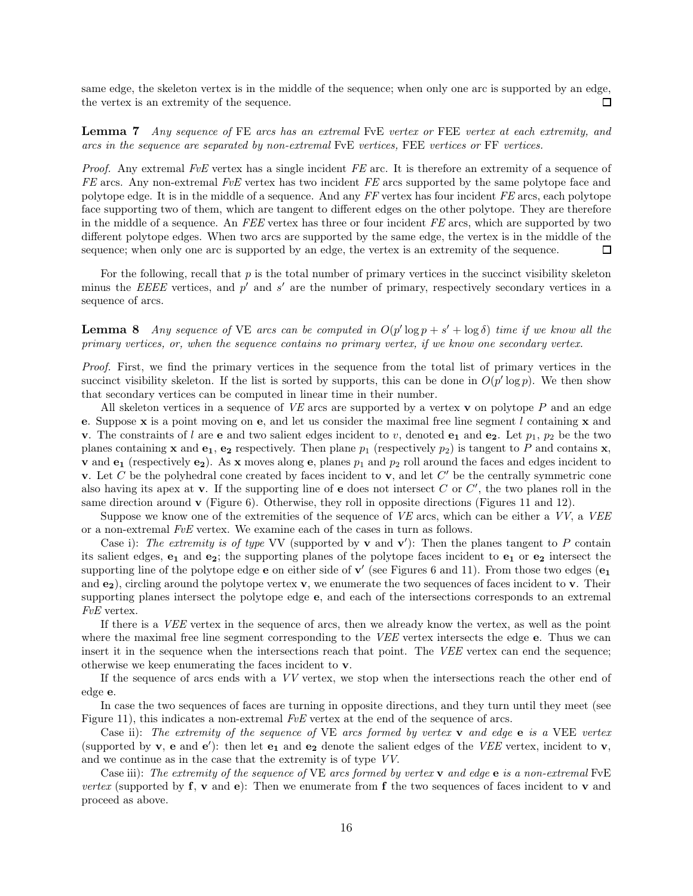same edge, the skeleton vertex is in the middle of the sequence; when only one arc is supported by an edge, the vertex is an extremity of the sequence. ☐

**Lemma 7** *Any sequence of* FE *arcs has an extremal* FvE *vertex or* FEE *vertex at each extremity, and arcs in the sequence are separated by non-extremal* FvE *vertices,* FEE *vertices or* FF *vertices.*

*Proof.* Any extremal *FvE* vertex has a single incident *FE* arc. It is therefore an extremity of a sequence of *FE* arcs. Any non-extremal *FvE* vertex has two incident *FE* arcs supported by the same polytope face and polytope edge. It is in the middle of a sequence. And any *FF* vertex has four incident *FE* arcs, each polytope face supporting two of them, which are tangent to different edges on the other polytope. They are therefore in the middle of a sequence. An *FEE* vertex has three or four incident *FE* arcs, which are supported by two different polytope edges. When two arcs are supported by the same edge, the vertex is in the middle of the sequence; when only one arc is supported by an edge, the vertex is an extremity of the sequence. ☐

For the following, recall that $p$ is the total number of primary vertices in the succinct visibility skeleton minus the *EEEE* vertices, and $p'$ and $s'$ are the number of primary, respectively secondary vertices in a sequence of arcs.

**Lemma 8** *Any sequence of* VE *arcs can be computed in* $O(p' \log p + s' + \log \delta)$ *time if we know all the primary vertices, or, when the sequence contains no primary vertex, if we know one secondary vertex.*

*Proof.* First, we find the primary vertices in the sequence from the total list of primary vertices in the succinct visibility skeleton. If the list is sorted by supports, this can be done in $O(p' \log p)$. We then show that secondary vertices can be computed in linear time in their number.

All skeleton vertices in a sequence of *VE* arcs are supported by a vertex $\mathbf{v}$ on polytope $P$ and an edge $\mathbf{e}$. Suppose $\mathbf{x}$ is a point moving on $\mathbf{e}$, and let us consider the maximal free line segment $l$ containing $\mathbf{x}$ and $\mathbf{v}$. The constraints of $l$ are $\mathbf{e}$ and two salient edges incident to $v$, denoted $\mathbf{e_1}$ and $\mathbf{e_2}$. Let $p_1$, $p_2$ be the two planes containing $\mathbf{x}$ and $\mathbf{e_1}$, $\mathbf{e_2}$ respectively. Then plane $p_1$ (respectively $p_2$) is tangent to $P$ and contains $\mathbf{x}$, $\mathbf{v}$ and $\mathbf{e_1}$ (respectively $\mathbf{e_2}$). As $\mathbf{x}$ moves along $\mathbf{e}$, planes $p_1$ and $p_2$ roll around the faces and edges incident to $\mathbf{v}$. Let $C$ be the polyhedral cone created by faces incident to $\mathbf{v}$, and let $C'$ be the centrally symmetric cone also having its apex at $\mathbf{v}$. If the supporting line of $\mathbf{e}$ does not intersect $C$ or $C'$, the two planes roll in the same direction around $\mathbf{v}$ (Figure 6). Otherwise, they roll in opposite directions (Figures 11 and 12).

Suppose we know one of the extremities of the sequence of *VE* arcs, which can be either a *VV*, a *VEE* or a non-extremal *FvE* vertex. We examine each of the cases in turn as follows.

Case i): *The extremity is of type* VV (supported by $\mathbf{v}$ and $\mathbf{v}'$): Then the planes tangent to $P$ contain its salient edges, $\mathbf{e_1}$ and $\mathbf{e_2}$; the supporting planes of the polytope faces incident to $\mathbf{e_1}$ or $\mathbf{e_2}$ intersect the supporting line of the polytope edge $\mathbf{e}$ on either side of $\mathbf{v}'$ (see Figures 6 and 11). From those two edges ($\mathbf{e_1}$ and $\mathbf{e_2}$), circling around the polytope vertex $\mathbf{v}$, we enumerate the two sequences of faces incident to $\mathbf{v}$. Their supporting planes intersect the polytope edge $\mathbf{e}$, and each of the intersections corresponds to an extremal *FvE* vertex.

If there is a *VEE* vertex in the sequence of arcs, then we already know the vertex, as well as the point where the maximal free line segment corresponding to the *VEE* vertex intersects the edge $\mathbf{e}$. Thus we can insert it in the sequence when the intersections reach that point. The *VEE* vertex can end the sequence; otherwise we keep enumerating the faces incident to $\mathbf{v}$.

If the sequence of arcs ends with a *VV* vertex, we stop when the intersections reach the other end of edge $\mathbf{e}$.

In case the two sequences of faces are turning in opposite directions, and they turn until they meet (see Figure 11), this indicates a non-extremal *FvE* vertex at the end of the sequence of arcs.

Case ii): *The extremity of the sequence of* VE *arcs formed by vertex* $\mathbf{v}$ *and edge* $\mathbf{e}$ *is a* VEE *vertex* (supported by $\mathbf{v}$, $\mathbf{e}$ and $\mathbf{e}'$): then let $\mathbf{e_1}$ and $\mathbf{e_2}$ denote the salient edges of the *VEE* vertex, incident to $\mathbf{v}$, and we continue as in the case that the extremity is of type *VV*.

Case iii): *The extremity of the sequence of* VE *arcs formed by vertex* $\mathbf{v}$ *and edge* $\mathbf{e}$ *is a non-extremal* FvE *vertex* (supported by $\mathbf{f}$, $\mathbf{v}$ and $\mathbf{e}$): Then we enumerate from $\mathbf{f}$ the two sequences of faces incident to $\mathbf{v}$ and proceed as above.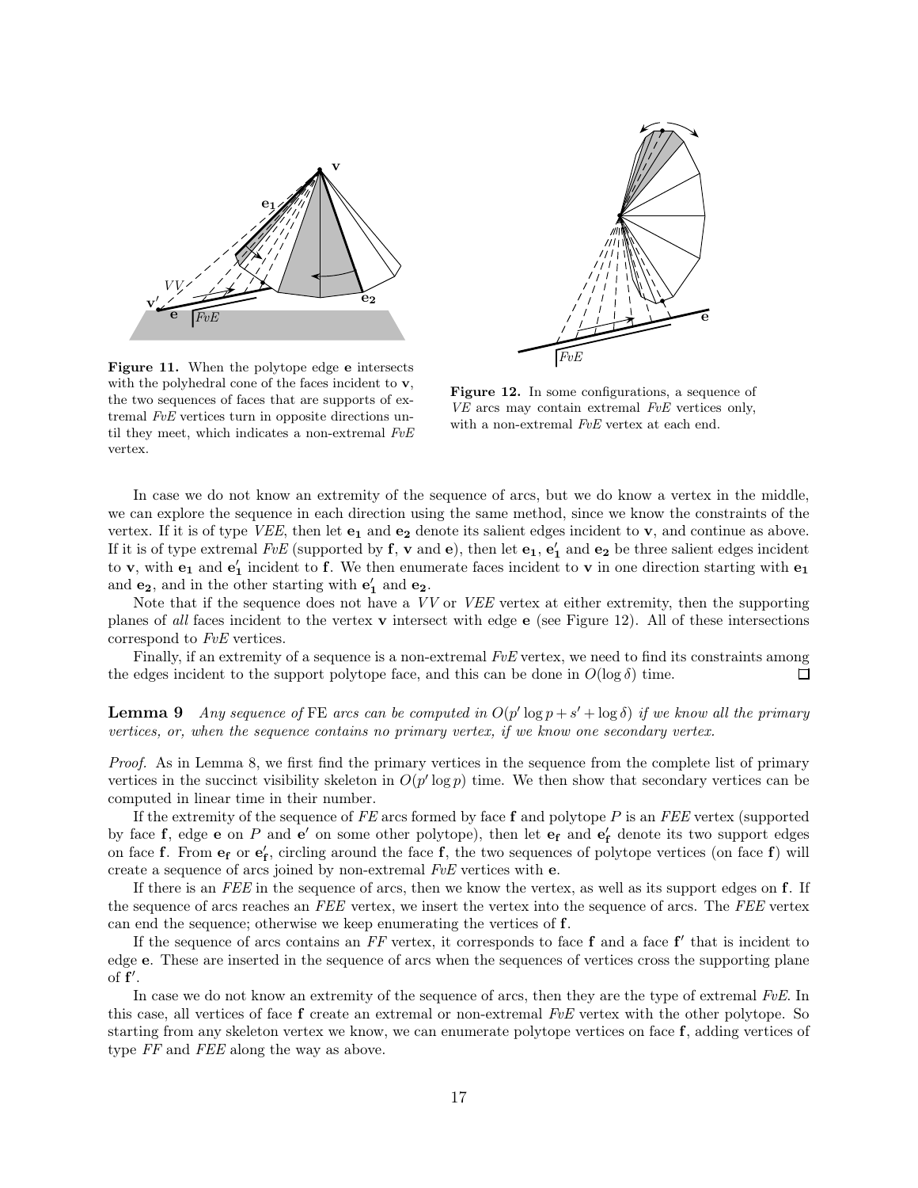**Figure 11.** When the polytope edge $\mathbf{e}$ intersects with the polyhedral cone of the faces incident to $\mathbf{v}$, the two sequences of faces that are supports of extremal *FvE* vertices turn in opposite directions until they meet, which indicates a non-extremal *FvE* vertex.

**Figure 12.** In some configurations, a sequence of *VE* arcs may contain extremal *FvE* vertices only, with a non-extremal *FvE* vertex at each end.

In case we do not know an extremity of the sequence of arcs, but we do know a vertex in the middle, we can explore the sequence in each direction using the same method, since we know the constraints of the vertex. If it is of type *VEE*, then let $\mathbf{e_1}$ and $\mathbf{e_2}$ denote its salient edges incident to $\mathbf{v}$, and continue as above. If it is of type extremal *FvE* (supported by $\mathbf{f}$, $\mathbf{v}$ and $\mathbf{e}$), then let $\mathbf{e_1}$, $\mathbf{e_1'}$ and $\mathbf{e_2}$ be three salient edges incident to $\mathbf{v}$, with $\mathbf{e_1}$ and $\mathbf{e_1'}$ incident to $\mathbf{f}$. We then enumerate faces incident to $\mathbf{v}$ in one direction starting with $\mathbf{e_1}$ and $\mathbf{e_2}$, and in the other starting with $\mathbf{e_1'}$ and $\mathbf{e_2}$.

Note that if the sequence does not have a *VV* or *VEE* vertex at either extremity, then the supporting planes of *all* faces incident to the vertex $\mathbf{v}$ intersect with edge $\mathbf{e}$ (see Figure 12). All of these intersections correspond to *FvE* vertices.

Finally, if an extremity of a sequence is a non-extremal *FvE* vertex, we need to find its constraints among the edges incident to the support polytope face, and this can be done in $O(\log \delta)$ time. □

**Lemma 9** *Any sequence of* FE *arcs can be computed in $O(p' \log p + s' + \log \delta)$ if we know all the primary vertices, or, when the sequence contains no primary vertex, if we know one secondary vertex.*

*Proof.* As in Lemma 8, we first find the primary vertices in the sequence from the complete list of primary vertices in the succinct visibility skeleton in $O(p' \log p)$ time. We then show that secondary vertices can be computed in linear time in their number.

If the extremity of the sequence of *FE* arcs formed by face $\mathbf{f}$ and polytope $P$ is an *FEE* vertex (supported by face $\mathbf{f}$, edge $\mathbf{e}$ on $P$ and $\mathbf{e'}$ on some other polytope), then let $\mathbf{e_f}$ and $\mathbf{e_f'}$ denote its two support edges on face $\mathbf{f}$. From $\mathbf{e_f}$ or $\mathbf{e_f'}$, circling around the face $\mathbf{f}$, the two sequences of polytope vertices (on face $\mathbf{f}$) will create a sequence of arcs joined by non-extremal *FvE* vertices with $\mathbf{e}$.

If there is an *FEE* in the sequence of arcs, then we know the vertex, as well as its support edges on $\mathbf{f}$. If the sequence of arcs reaches an *FEE* vertex, we insert the vertex into the sequence of arcs. The *FEE* vertex can end the sequence; otherwise we keep enumerating the vertices of $\mathbf{f}$.

If the sequence of arcs contains an *FF* vertex, it corresponds to face $\mathbf{f}$ and a face $\mathbf{f'}$ that is incident to edge $\mathbf{e}$. These are inserted in the sequence of arcs when the sequences of vertices cross the supporting plane of $\mathbf{f'}$.

In case we do not know an extremity of the sequence of arcs, then they are the type of extremal *FvE*. In this case, all vertices of face $\mathbf{f}$ create an extremal or non-extremal *FvE* vertex with the other polytope. So starting from any skeleton vertex we know, we can enumerate polytope vertices on face $\mathbf{f}$, adding vertices of type *FF* and *FEE* along the way as above.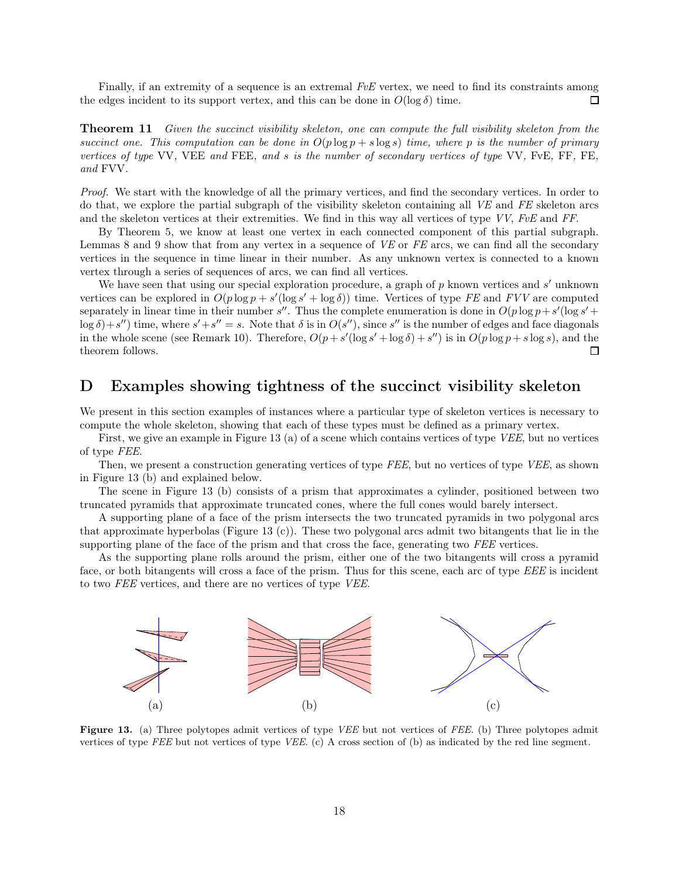Finally, if an extremity of a sequence is an extremal *FvE* vertex, we need to find its constraints among the edges incident to its support vertex, and this can be done in $O(\log \delta)$ time. □

**Theorem 11** *Given the succinct visibility skeleton, one can compute the full visibility skeleton from the succinct one. This computation can be done in $O(p \log p + s \log s)$ time, where $p$ is the number of primary vertices of type* VV, VEE *and* FEE, *and $s$ is the number of secondary vertices of type* VV, FvE, FF, FE, *and* FVV.

*Proof.* We start with the knowledge of all the primary vertices, and find the secondary vertices. In order to do that, we explore the partial subgraph of the visibility skeleton containing all *VE* and *FE* skeleton arcs and the skeleton vertices at their extremities. We find in this way all vertices of type *VV*, *FvE* and *FF*.

By Theorem 5, we know at least one vertex in each connected component of this partial subgraph. Lemmas 8 and 9 show that from any vertex in a sequence of *VE* or *FE* arcs, we can find all the secondary vertices in the sequence in time linear in their number. As any unknown vertex is connected to a known vertex through a series of sequences of arcs, we can find all vertices.

We have seen that using our special exploration procedure, a graph of $p$ known vertices and $s'$ unknown vertices can be explored in $O(p \log p + s'(\log s' + \log \delta))$ time. Vertices of type *FE* and *FVV* are computed separately in linear time in their number $s''$. Thus the complete enumeration is done in $O(p \log p + s'(\log s' + \log \delta) + s'')$ time, where $s' + s'' = s$. Note that $\delta$ is in $O(s'')$, since $s''$ is the number of edges and face diagonals in the whole scene (see Remark 10). Therefore, $O(p + s'(\log s' + \log \delta) + s'')$ is in $O(p \log p + s \log s)$, and the theorem follows. □

## D Examples showing tightness of the succinct visibility skeleton

We present in this section examples of instances where a particular type of skeleton vertices is necessary to compute the whole skeleton, showing that each of these types must be defined as a primary vertex.

First, we give an example in Figure 13 (a) of a scene which contains vertices of type *VEE*, but no vertices of type *FEE*.

Then, we present a construction generating vertices of type *FEE*, but no vertices of type *VEE*, as shown in Figure 13 (b) and explained below.

The scene in Figure 13 (b) consists of a prism that approximates a cylinder, positioned between two truncated pyramids that approximate truncated cones, where the full cones would barely intersect.

A supporting plane of a face of the prism intersects the two truncated pyramids in two polygonal arcs that approximate hyperbolas (Figure 13 (c)). These two polygonal arcs admit two bitangents that lie in the supporting plane of the face of the prism and that cross the face, generating two *FEE* vertices.

As the supporting plane rolls around the prism, either one of the two bitangents will cross a pyramid face, or both bitangents will cross a face of the prism. Thus for this scene, each arc of type *EEE* is incident to two *FEE* vertices, and there are no vertices of type *VEE*.

(a) (b) (c)

**Figure 13.** (a) Three polytopes admit vertices of type *VEE* but not vertices of *FEE*. (b) Three polytopes admit vertices of type *FEE* but not vertices of type *VEE*. (c) A cross section of (b) as indicated by the red line segment.